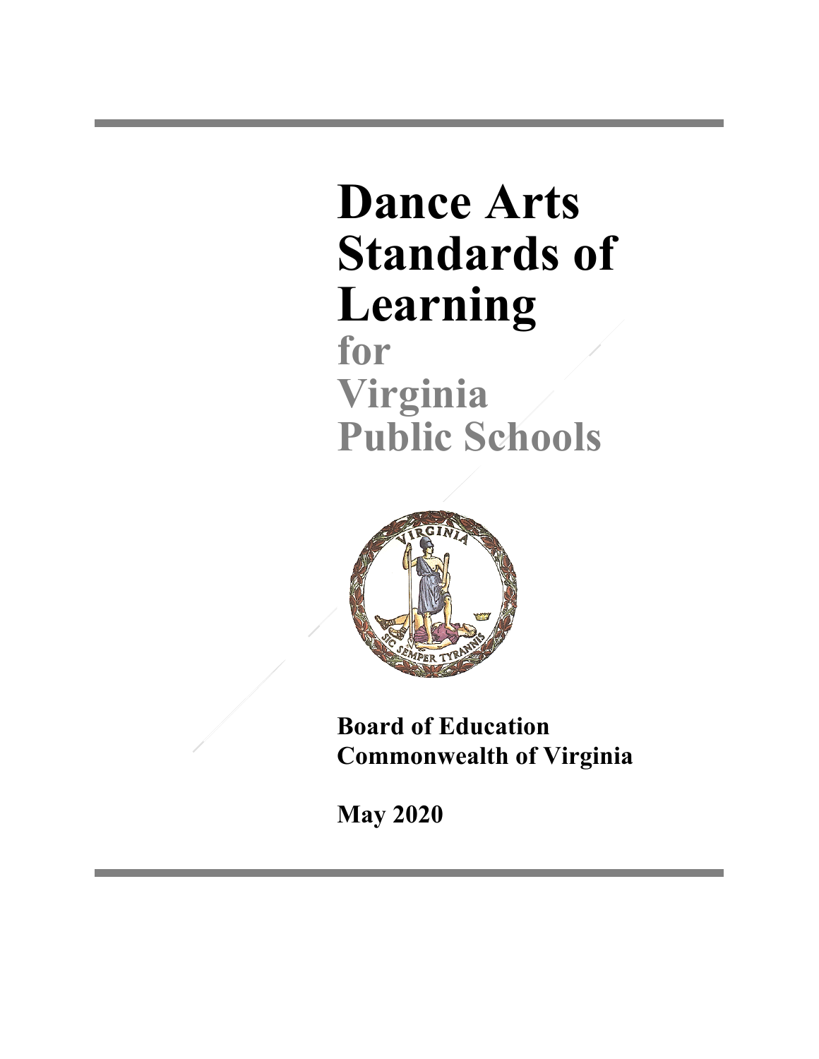# Dance Arts Standards of Learning for Virginia Public Schools

**Board of Education**
**Commonwealth of Virginia**

**May 2020**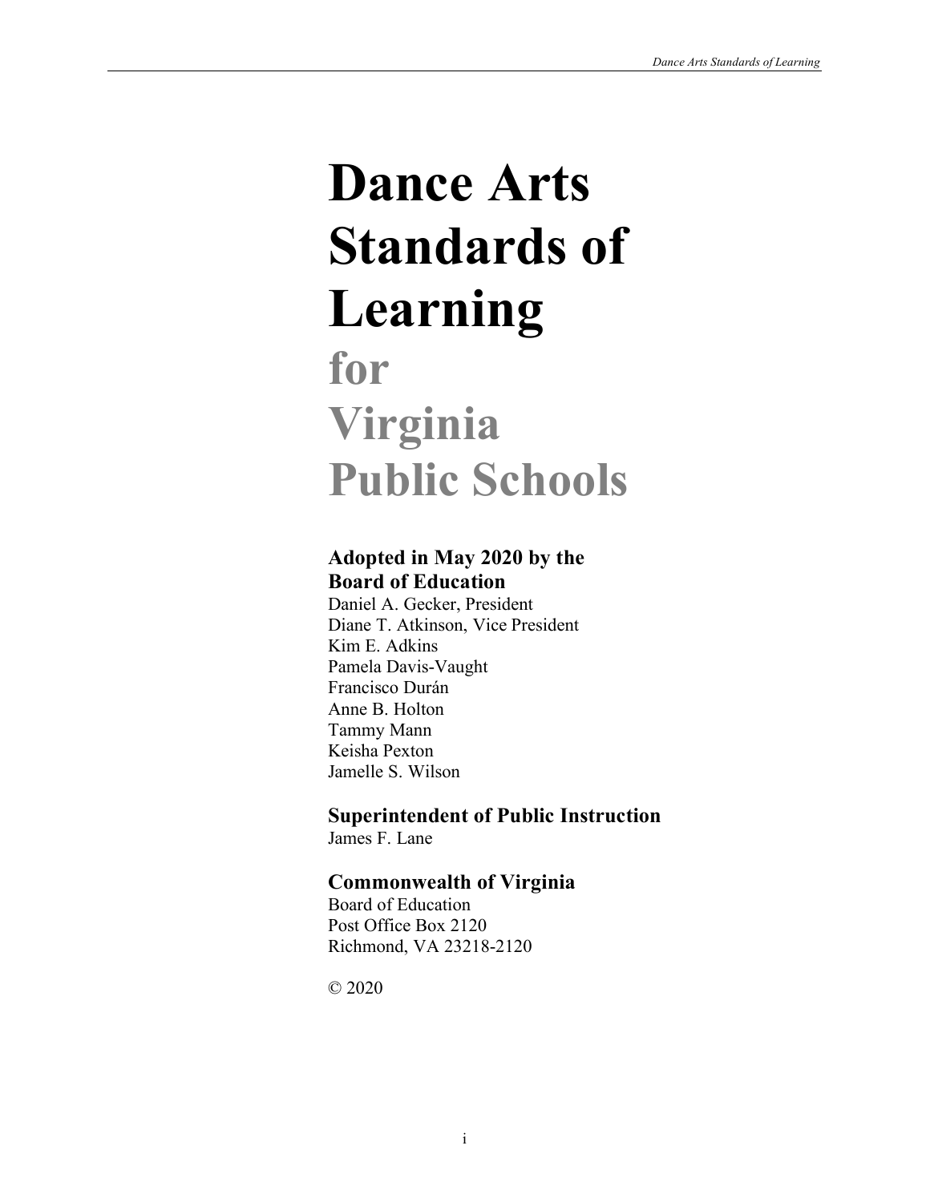# Dance Arts Standards of Learning

## for Virginia Public Schools

**Adopted in May 2020 by the Board of Education**

Daniel A. Gecker, President
Diane T. Atkinson, Vice President
Kim E. Adkins
Pamela Davis-Vaught
Francisco Durán
Anne B. Holton
Tammy Mann
Keisha Pexton
Jamelle S. Wilson

**Superintendent of Public Instruction**

James F. Lane

**Commonwealth of Virginia**

Board of Education
Post Office Box 2120
Richmond, VA 23218-2120

© 2020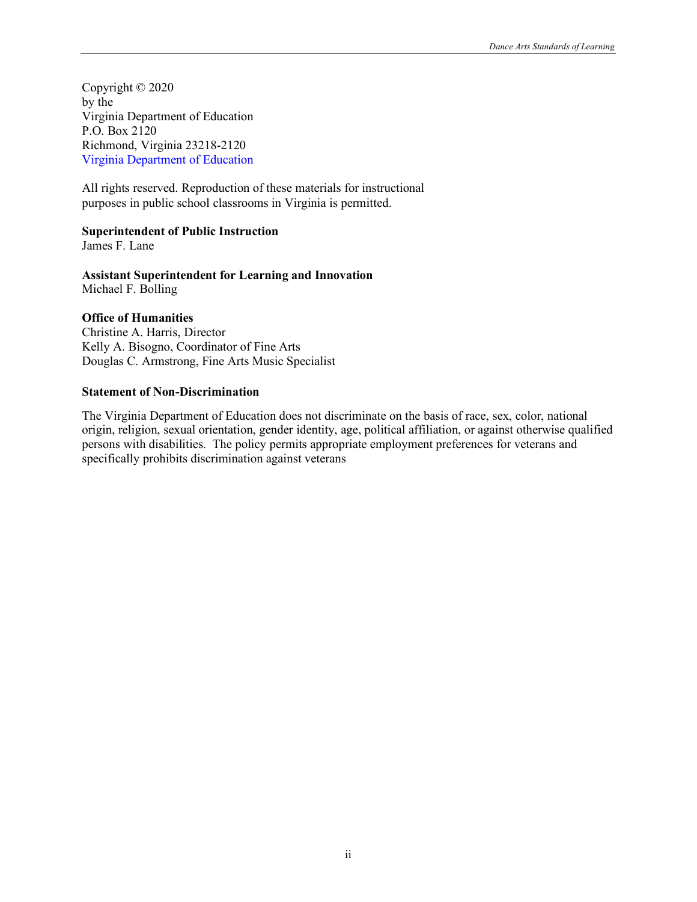Copyright © 2020
by the
Virginia Department of Education
P.O. Box 2120
Richmond, Virginia 23218-2120
Virginia Department of Education

All rights reserved. Reproduction of these materials for instructional purposes in public school classrooms in Virginia is permitted.

**Superintendent of Public Instruction**
James F. Lane

**Assistant Superintendent for Learning and Innovation**
Michael F. Bolling

**Office of Humanities**
Christine A. Harris, Director
Kelly A. Bisogno, Coordinator of Fine Arts
Douglas C. Armstrong, Fine Arts Music Specialist

**Statement of Non-Discrimination**

The Virginia Department of Education does not discriminate on the basis of race, sex, color, national origin, religion, sexual orientation, gender identity, age, political affiliation, or against otherwise qualified persons with disabilities. The policy permits appropriate employment preferences for veterans and specifically prohibits discrimination against veterans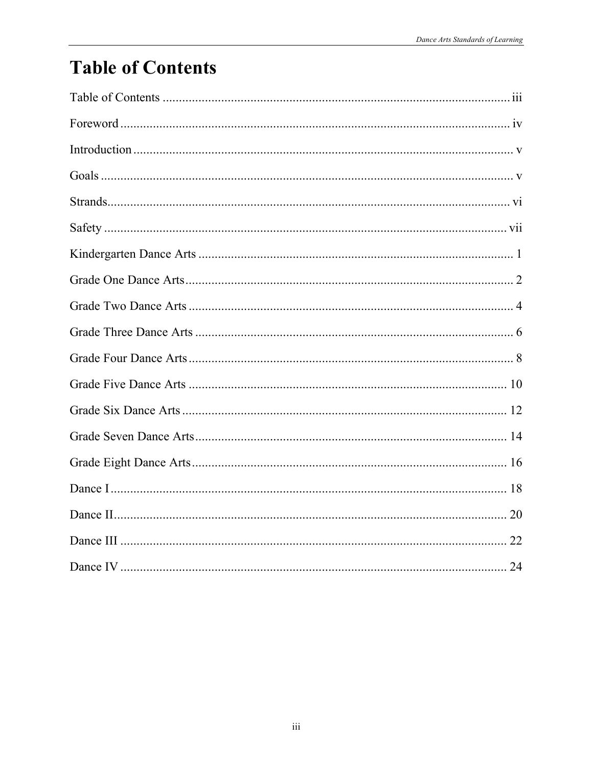# Table of Contents

Table of Contents ........................................................................................................ iii

Foreword ...................................................................................................................... iv

Introduction .................................................................................................................... v

Goals ............................................................................................................................... v

Strands........................................................................................................................... vi

Safety ........................................................................................................................... vii

Kindergarten Dance Arts ................................................................................................ 1

Grade One Dance Arts .................................................................................................... 2

Grade Two Dance Arts ................................................................................................... 4

Grade Three Dance Arts ................................................................................................. 6

Grade Four Dance Arts ................................................................................................... 8

Grade Five Dance Arts ................................................................................................. 10

Grade Six Dance Arts ................................................................................................... 12

Grade Seven Dance Arts ............................................................................................... 14

Grade Eight Dance Arts ................................................................................................ 16

Dance I ......................................................................................................................... 18

Dance II ........................................................................................................................ 20

Dance III ....................................................................................................................... 22

Dance IV ....................................................................................................................... 24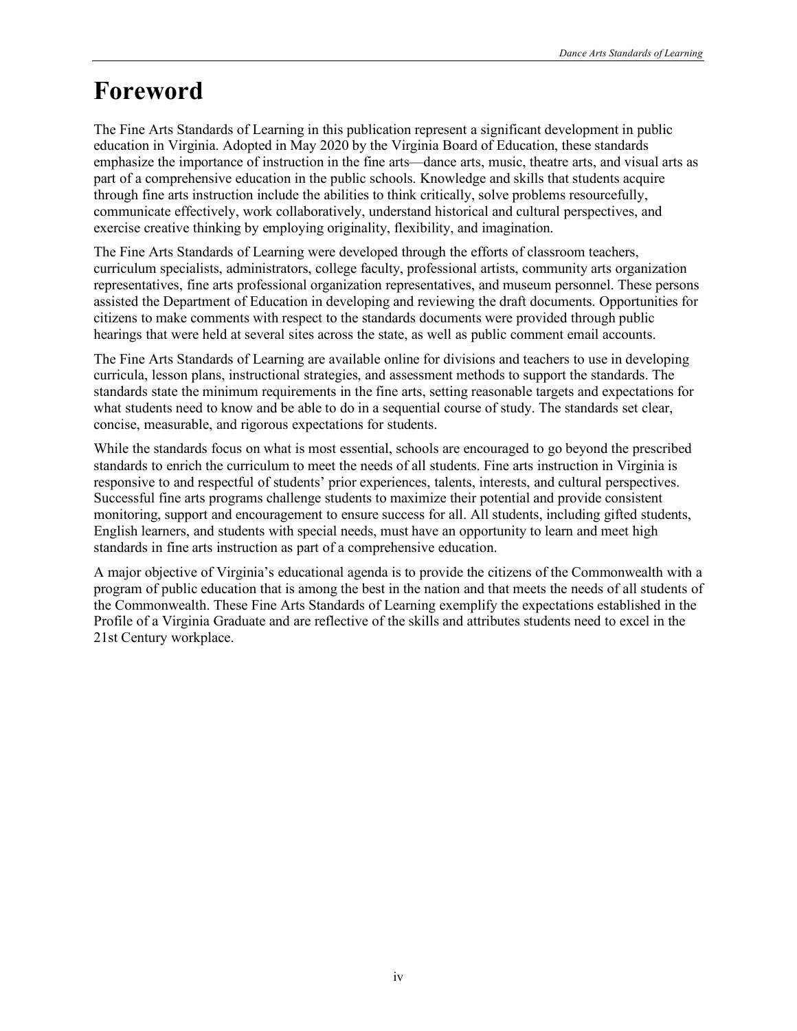# Foreword

The Fine Arts Standards of Learning in this publication represent a significant development in public education in Virginia. Adopted in May 2020 by the Virginia Board of Education, these standards emphasize the importance of instruction in the fine arts—dance arts, music, theatre arts, and visual arts as part of a comprehensive education in the public schools. Knowledge and skills that students acquire through fine arts instruction include the abilities to think critically, solve problems resourcefully, communicate effectively, work collaboratively, understand historical and cultural perspectives, and exercise creative thinking by employing originality, flexibility, and imagination.

The Fine Arts Standards of Learning were developed through the efforts of classroom teachers, curriculum specialists, administrators, college faculty, professional artists, community arts organization representatives, fine arts professional organization representatives, and museum personnel. These persons assisted the Department of Education in developing and reviewing the draft documents. Opportunities for citizens to make comments with respect to the standards documents were provided through public hearings that were held at several sites across the state, as well as public comment email accounts.

The Fine Arts Standards of Learning are available online for divisions and teachers to use in developing curricula, lesson plans, instructional strategies, and assessment methods to support the standards. The standards state the minimum requirements in the fine arts, setting reasonable targets and expectations for what students need to know and be able to do in a sequential course of study. The standards set clear, concise, measurable, and rigorous expectations for students.

While the standards focus on what is most essential, schools are encouraged to go beyond the prescribed standards to enrich the curriculum to meet the needs of all students. Fine arts instruction in Virginia is responsive to and respectful of students' prior experiences, talents, interests, and cultural perspectives. Successful fine arts programs challenge students to maximize their potential and provide consistent monitoring, support and encouragement to ensure success for all. All students, including gifted students, English learners, and students with special needs, must have an opportunity to learn and meet high standards in fine arts instruction as part of a comprehensive education.

A major objective of Virginia's educational agenda is to provide the citizens of the Commonwealth with a program of public education that is among the best in the nation and that meets the needs of all students of the Commonwealth. These Fine Arts Standards of Learning exemplify the expectations established in the Profile of a Virginia Graduate and are reflective of the skills and attributes students need to excel in the 21st Century workplace.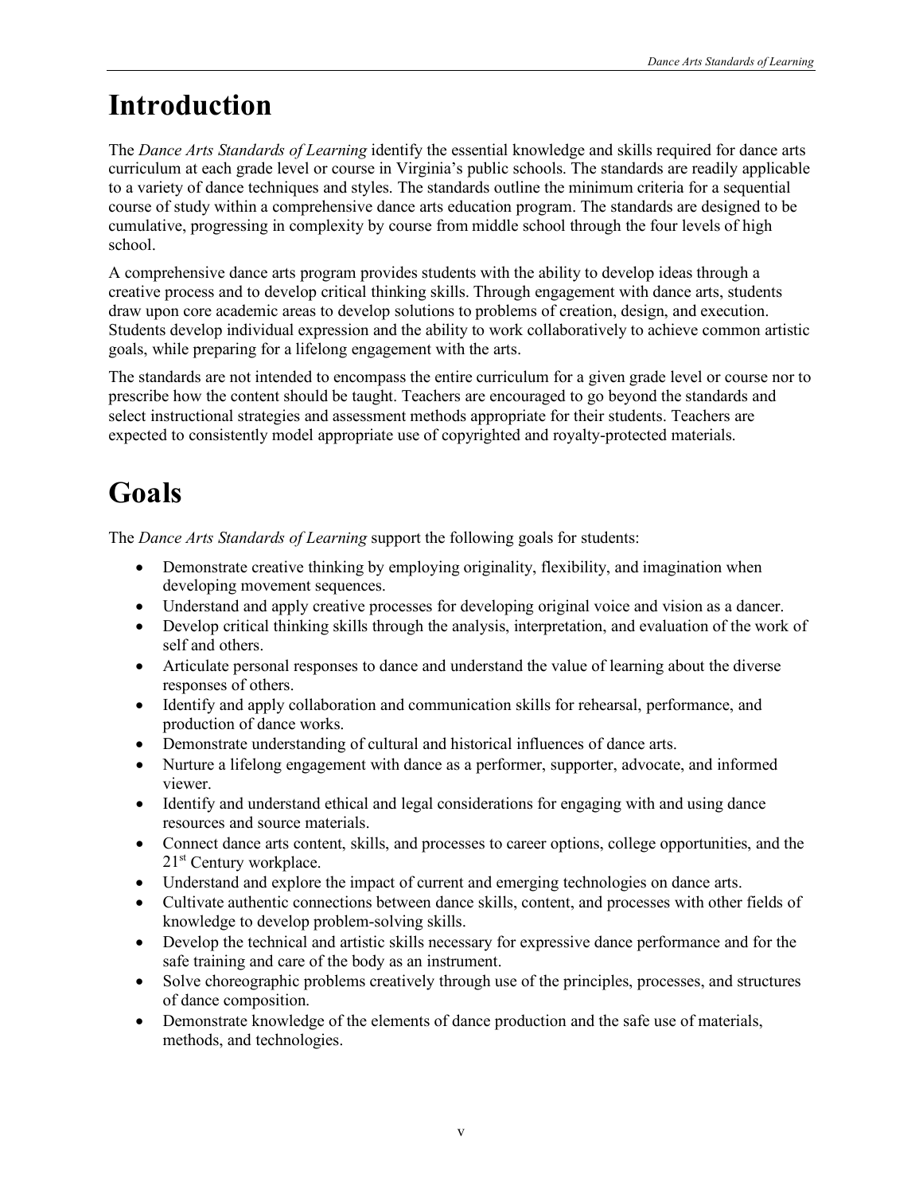# Introduction

The *Dance Arts Standards of Learning* identify the essential knowledge and skills required for dance arts curriculum at each grade level or course in Virginia's public schools. The standards are readily applicable to a variety of dance techniques and styles. The standards outline the minimum criteria for a sequential course of study within a comprehensive dance arts education program. The standards are designed to be cumulative, progressing in complexity by course from middle school through the four levels of high school.

A comprehensive dance arts program provides students with the ability to develop ideas through a creative process and to develop critical thinking skills. Through engagement with dance arts, students draw upon core academic areas to develop solutions to problems of creation, design, and execution. Students develop individual expression and the ability to work collaboratively to achieve common artistic goals, while preparing for a lifelong engagement with the arts.

The standards are not intended to encompass the entire curriculum for a given grade level or course nor to prescribe how the content should be taught. Teachers are encouraged to go beyond the standards and select instructional strategies and assessment methods appropriate for their students. Teachers are expected to consistently model appropriate use of copyrighted and royalty-protected materials.

# Goals

The *Dance Arts Standards of Learning* support the following goals for students:

- Demonstrate creative thinking by employing originality, flexibility, and imagination when developing movement sequences.
- Understand and apply creative processes for developing original voice and vision as a dancer.
- Develop critical thinking skills through the analysis, interpretation, and evaluation of the work of self and others.
- Articulate personal responses to dance and understand the value of learning about the diverse responses of others.
- Identify and apply collaboration and communication skills for rehearsal, performance, and production of dance works.
- Demonstrate understanding of cultural and historical influences of dance arts.
- Nurture a lifelong engagement with dance as a performer, supporter, advocate, and informed viewer.
- Identify and understand ethical and legal considerations for engaging with and using dance resources and source materials.
- Connect dance arts content, skills, and processes to career options, college opportunities, and the 21st Century workplace.
- Understand and explore the impact of current and emerging technologies on dance arts.
- Cultivate authentic connections between dance skills, content, and processes with other fields of knowledge to develop problem-solving skills.
- Develop the technical and artistic skills necessary for expressive dance performance and for the safe training and care of the body as an instrument.
- Solve choreographic problems creatively through use of the principles, processes, and structures of dance composition.
- Demonstrate knowledge of the elements of dance production and the safe use of materials, methods, and technologies.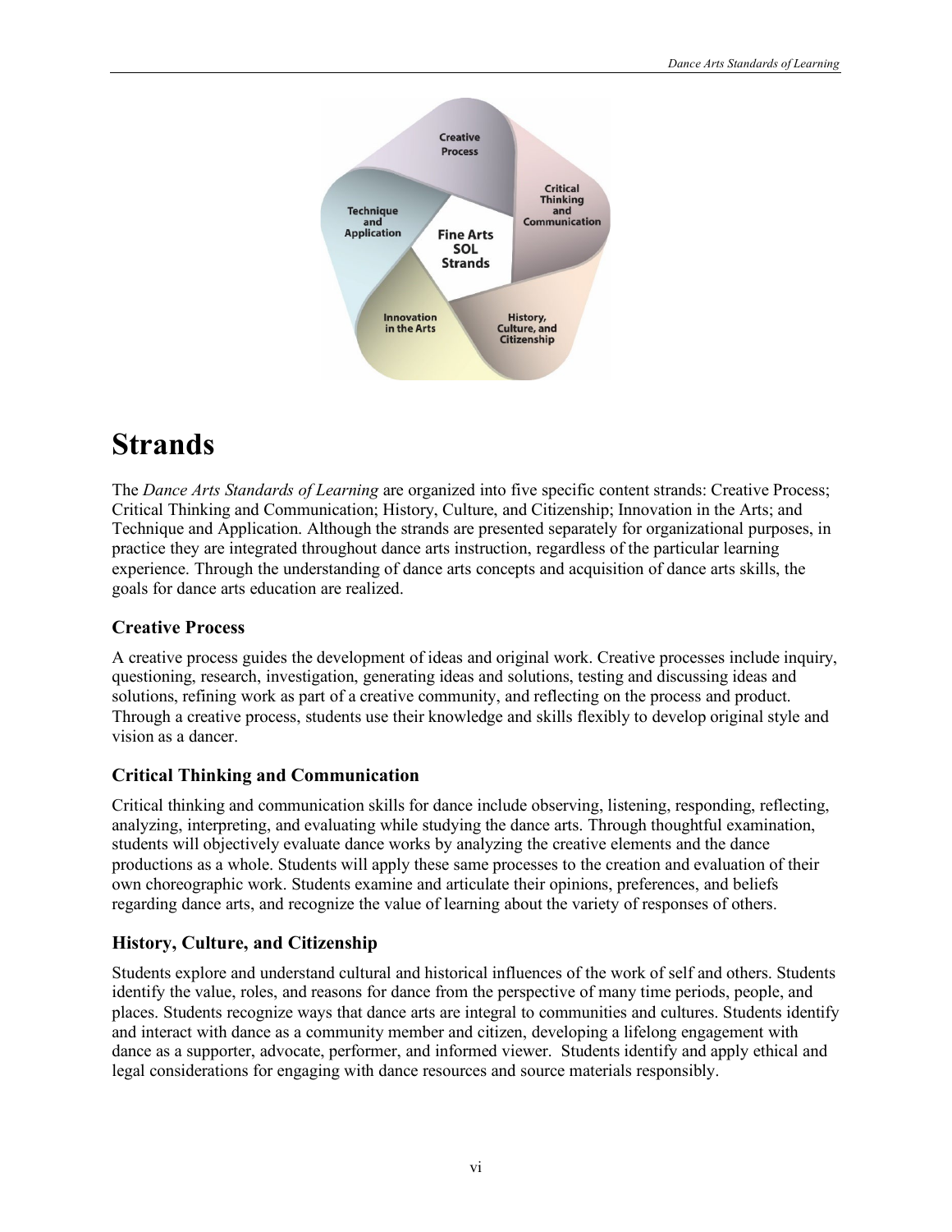# Strands

The *Dance Arts Standards of Learning* are organized into five specific content strands: Creative Process; Critical Thinking and Communication; History, Culture, and Citizenship; Innovation in the Arts; and Technique and Application. Although the strands are presented separately for organizational purposes, in practice they are integrated throughout dance arts instruction, regardless of the particular learning experience. Through the understanding of dance arts concepts and acquisition of dance arts skills, the goals for dance arts education are realized.

## Creative Process

A creative process guides the development of ideas and original work. Creative processes include inquiry, questioning, research, investigation, generating ideas and solutions, testing and discussing ideas and solutions, refining work as part of a creative community, and reflecting on the process and product. Through a creative process, students use their knowledge and skills flexibly to develop original style and vision as a dancer.

## Critical Thinking and Communication

Critical thinking and communication skills for dance include observing, listening, responding, reflecting, analyzing, interpreting, and evaluating while studying the dance arts. Through thoughtful examination, students will objectively evaluate dance works by analyzing the creative elements and the dance productions as a whole. Students will apply these same processes to the creation and evaluation of their own choreographic work. Students examine and articulate their opinions, preferences, and beliefs regarding dance arts, and recognize the value of learning about the variety of responses of others.

## History, Culture, and Citizenship

Students explore and understand cultural and historical influences of the work of self and others. Students identify the value, roles, and reasons for dance from the perspective of many time periods, people, and places. Students recognize ways that dance arts are integral to communities and cultures. Students identify and interact with dance as a community member and citizen, developing a lifelong engagement with dance as a supporter, advocate, performer, and informed viewer. Students identify and apply ethical and legal considerations for engaging with dance resources and source materials responsibly.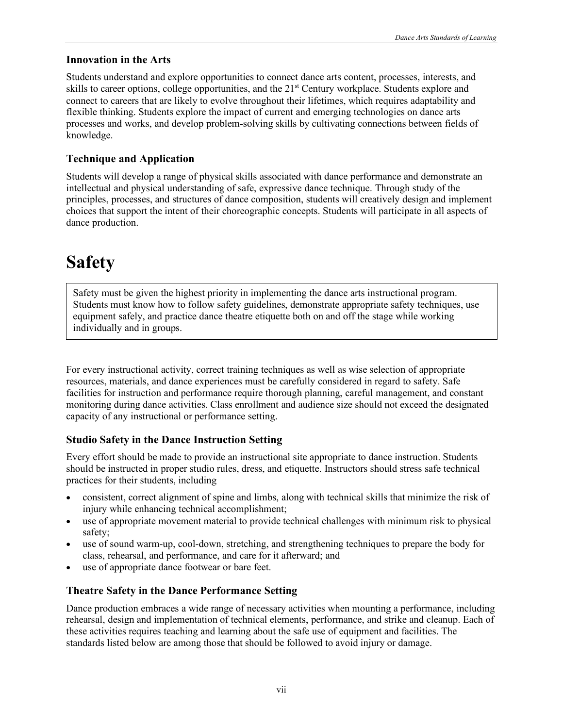### Innovation in the Arts

Students understand and explore opportunities to connect dance arts content, processes, interests, and skills to career options, college opportunities, and the 21st Century workplace. Students explore and connect to careers that are likely to evolve throughout their lifetimes, which requires adaptability and flexible thinking. Students explore the impact of current and emerging technologies on dance arts processes and works, and develop problem-solving skills by cultivating connections between fields of knowledge.

### Technique and Application

Students will develop a range of physical skills associated with dance performance and demonstrate an intellectual and physical understanding of safe, expressive dance technique. Through study of the principles, processes, and structures of dance composition, students will creatively design and implement choices that support the intent of their choreographic concepts. Students will participate in all aspects of dance production.

# Safety

Safety must be given the highest priority in implementing the dance arts instructional program. Students must know how to follow safety guidelines, demonstrate appropriate safety techniques, use equipment safely, and practice dance theatre etiquette both on and off the stage while working individually and in groups.

For every instructional activity, correct training techniques as well as wise selection of appropriate resources, materials, and dance experiences must be carefully considered in regard to safety. Safe facilities for instruction and performance require thorough planning, careful management, and constant monitoring during dance activities. Class enrollment and audience size should not exceed the designated capacity of any instructional or performance setting.

### Studio Safety in the Dance Instruction Setting

Every effort should be made to provide an instructional site appropriate to dance instruction. Students should be instructed in proper studio rules, dress, and etiquette. Instructors should stress safe technical practices for their students, including

- consistent, correct alignment of spine and limbs, along with technical skills that minimize the risk of injury while enhancing technical accomplishment;
- use of appropriate movement material to provide technical challenges with minimum risk to physical safety;
- use of sound warm-up, cool-down, stretching, and strengthening techniques to prepare the body for class, rehearsal, and performance, and care for it afterward; and
- use of appropriate dance footwear or bare feet.

### Theatre Safety in the Dance Performance Setting

Dance production embraces a wide range of necessary activities when mounting a performance, including rehearsal, design and implementation of technical elements, performance, and strike and cleanup. Each of these activities requires teaching and learning about the safe use of equipment and facilities. The standards listed below are among those that should be followed to avoid injury or damage.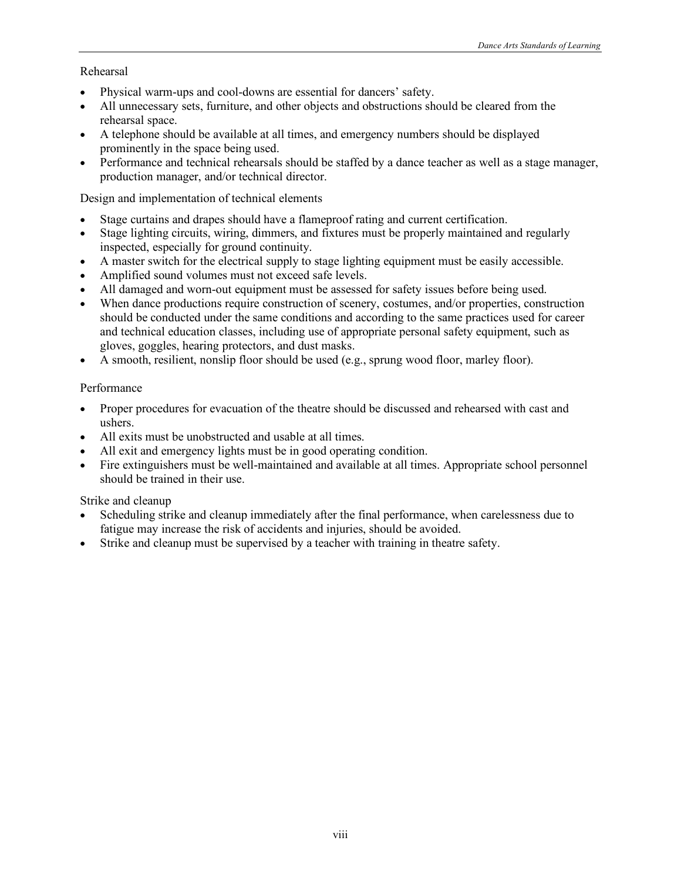Rehearsal

- Physical warm-ups and cool-downs are essential for dancers' safety.
- All unnecessary sets, furniture, and other objects and obstructions should be cleared from the rehearsal space.
- A telephone should be available at all times, and emergency numbers should be displayed prominently in the space being used.
- Performance and technical rehearsals should be staffed by a dance teacher as well as a stage manager, production manager, and/or technical director.

Design and implementation of technical elements

- Stage curtains and drapes should have a flameproof rating and current certification.
- Stage lighting circuits, wiring, dimmers, and fixtures must be properly maintained and regularly inspected, especially for ground continuity.
- A master switch for the electrical supply to stage lighting equipment must be easily accessible.
- Amplified sound volumes must not exceed safe levels.
- All damaged and worn-out equipment must be assessed for safety issues before being used.
- When dance productions require construction of scenery, costumes, and/or properties, construction should be conducted under the same conditions and according to the same practices used for career and technical education classes, including use of appropriate personal safety equipment, such as gloves, goggles, hearing protectors, and dust masks.
- A smooth, resilient, nonslip floor should be used (e.g., sprung wood floor, marley floor).

Performance

- Proper procedures for evacuation of the theatre should be discussed and rehearsed with cast and ushers.
- All exits must be unobstructed and usable at all times.
- All exit and emergency lights must be in good operating condition.
- Fire extinguishers must be well-maintained and available at all times. Appropriate school personnel should be trained in their use.

Strike and cleanup

- Scheduling strike and cleanup immediately after the final performance, when carelessness due to fatigue may increase the risk of accidents and injuries, should be avoided.
- Strike and cleanup must be supervised by a teacher with training in theatre safety.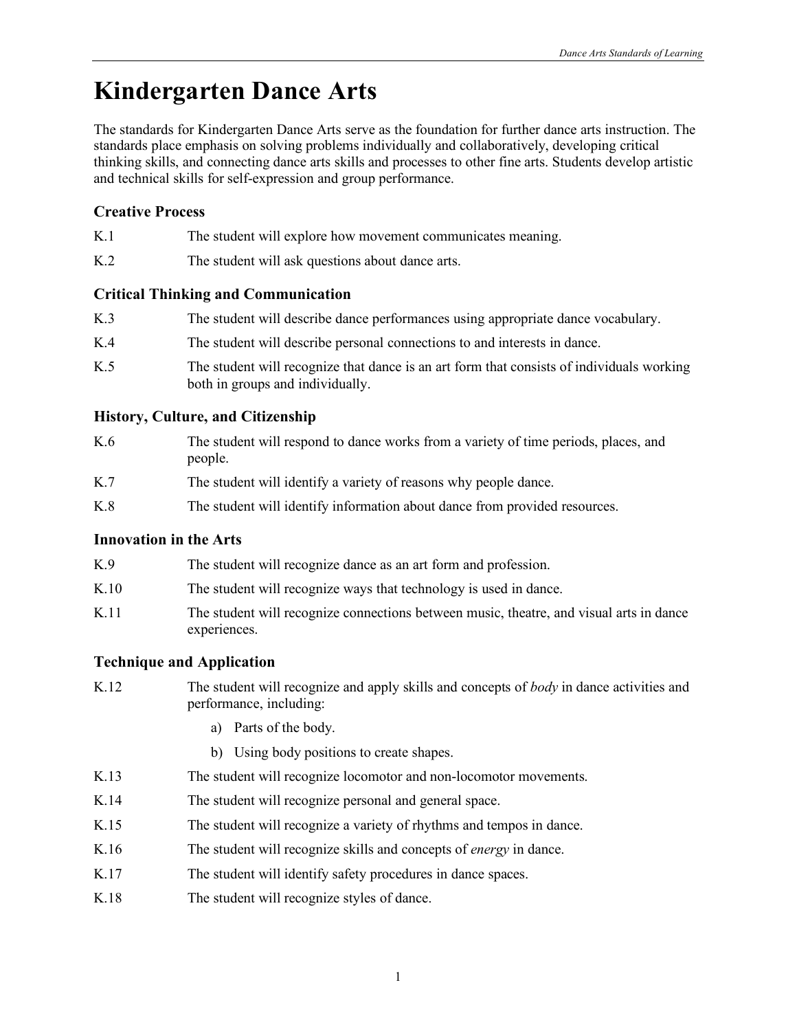# Kindergarten Dance Arts

The standards for Kindergarten Dance Arts serve as the foundation for further dance arts instruction. The standards place emphasis on solving problems individually and collaboratively, developing critical thinking skills, and connecting dance arts skills and processes to other fine arts. Students develop artistic and technical skills for self-expression and group performance.

### Creative Process

K.1 The student will explore how movement communicates meaning.

K.2 The student will ask questions about dance arts.

### Critical Thinking and Communication

K.3 The student will describe dance performances using appropriate dance vocabulary.

K.4 The student will describe personal connections to and interests in dance.

K.5 The student will recognize that dance is an art form that consists of individuals working both in groups and individually.

### History, Culture, and Citizenship

K.6 The student will respond to dance works from a variety of time periods, places, and people.

K.7 The student will identify a variety of reasons why people dance.

K.8 The student will identify information about dance from provided resources.

### Innovation in the Arts

K.9 The student will recognize dance as an art form and profession.

K.10 The student will recognize ways that technology is used in dance.

K.11 The student will recognize connections between music, theatre, and visual arts in dance experiences.

### Technique and Application

K.12 The student will recognize and apply skills and concepts of *body* in dance activities and performance, including:

a) Parts of the body.

b) Using body positions to create shapes.

K.13 The student will recognize locomotor and non-locomotor movements.

K.14 The student will recognize personal and general space.

K.15 The student will recognize a variety of rhythms and tempos in dance.

K.16 The student will recognize skills and concepts of *energy* in dance.

K.17 The student will identify safety procedures in dance spaces.

K.18 The student will recognize styles of dance.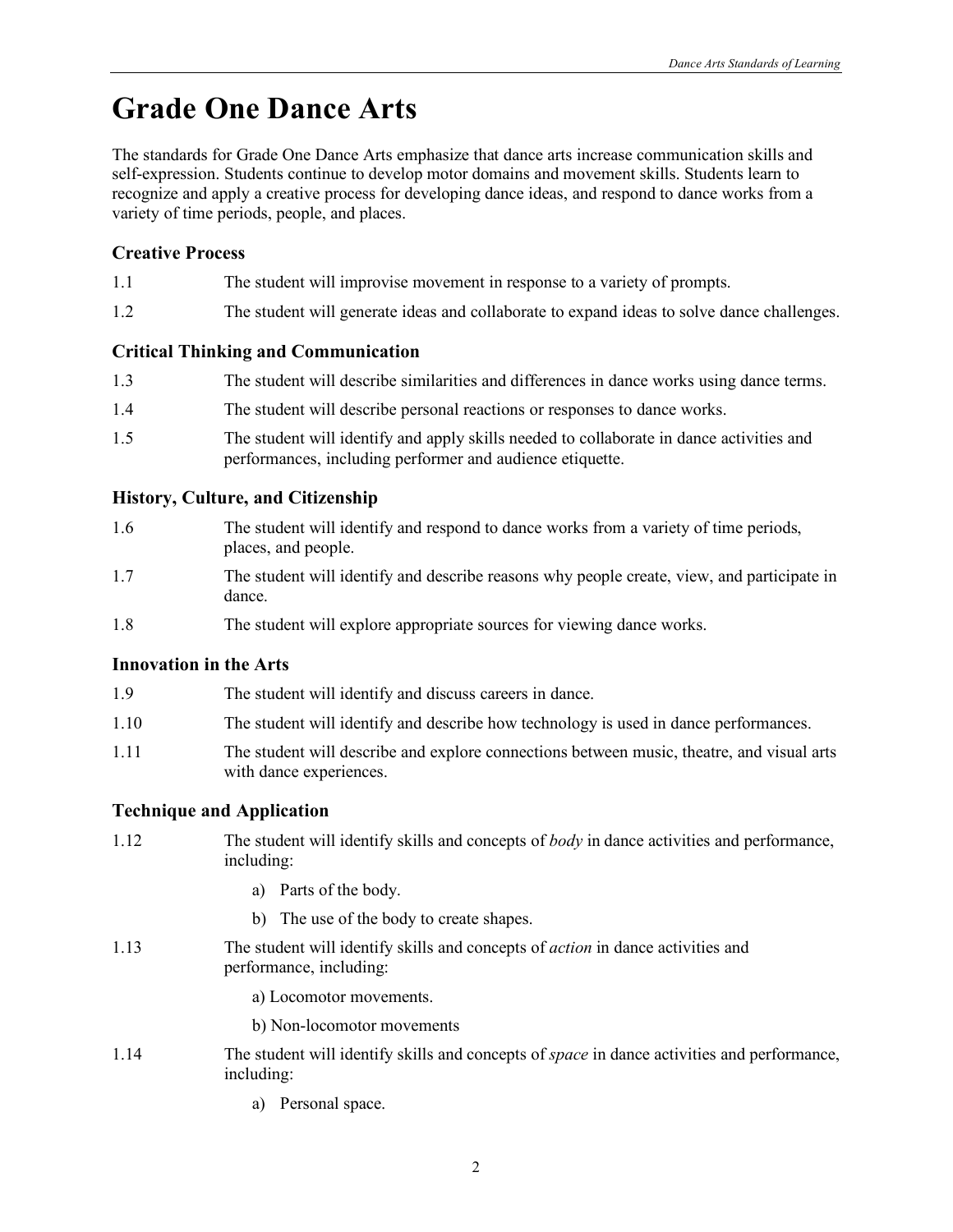# Grade One Dance Arts

The standards for Grade One Dance Arts emphasize that dance arts increase communication skills and self-expression. Students continue to develop motor domains and movement skills. Students learn to recognize and apply a creative process for developing dance ideas, and respond to dance works from a variety of time periods, people, and places.

### Creative Process

1.1 The student will improvise movement in response to a variety of prompts.

1.2 The student will generate ideas and collaborate to expand ideas to solve dance challenges.

### Critical Thinking and Communication

1.3 The student will describe similarities and differences in dance works using dance terms.

1.4 The student will describe personal reactions or responses to dance works.

1.5 The student will identify and apply skills needed to collaborate in dance activities and performances, including performer and audience etiquette.

### History, Culture, and Citizenship

1.6 The student will identify and respond to dance works from a variety of time periods, places, and people.

1.7 The student will identify and describe reasons why people create, view, and participate in dance.

1.8 The student will explore appropriate sources for viewing dance works.

### Innovation in the Arts

1.9 The student will identify and discuss careers in dance.

1.10 The student will identify and describe how technology is used in dance performances.

1.11 The student will describe and explore connections between music, theatre, and visual arts with dance experiences.

### Technique and Application

1.12 The student will identify skills and concepts of *body* in dance activities and performance, including:

- a) Parts of the body.
- b) The use of the body to create shapes.

1.13 The student will identify skills and concepts of *action* in dance activities and performance, including:

- a) Locomotor movements.
- b) Non-locomotor movements

1.14 The student will identify skills and concepts of *space* in dance activities and performance, including:

- a) Personal space.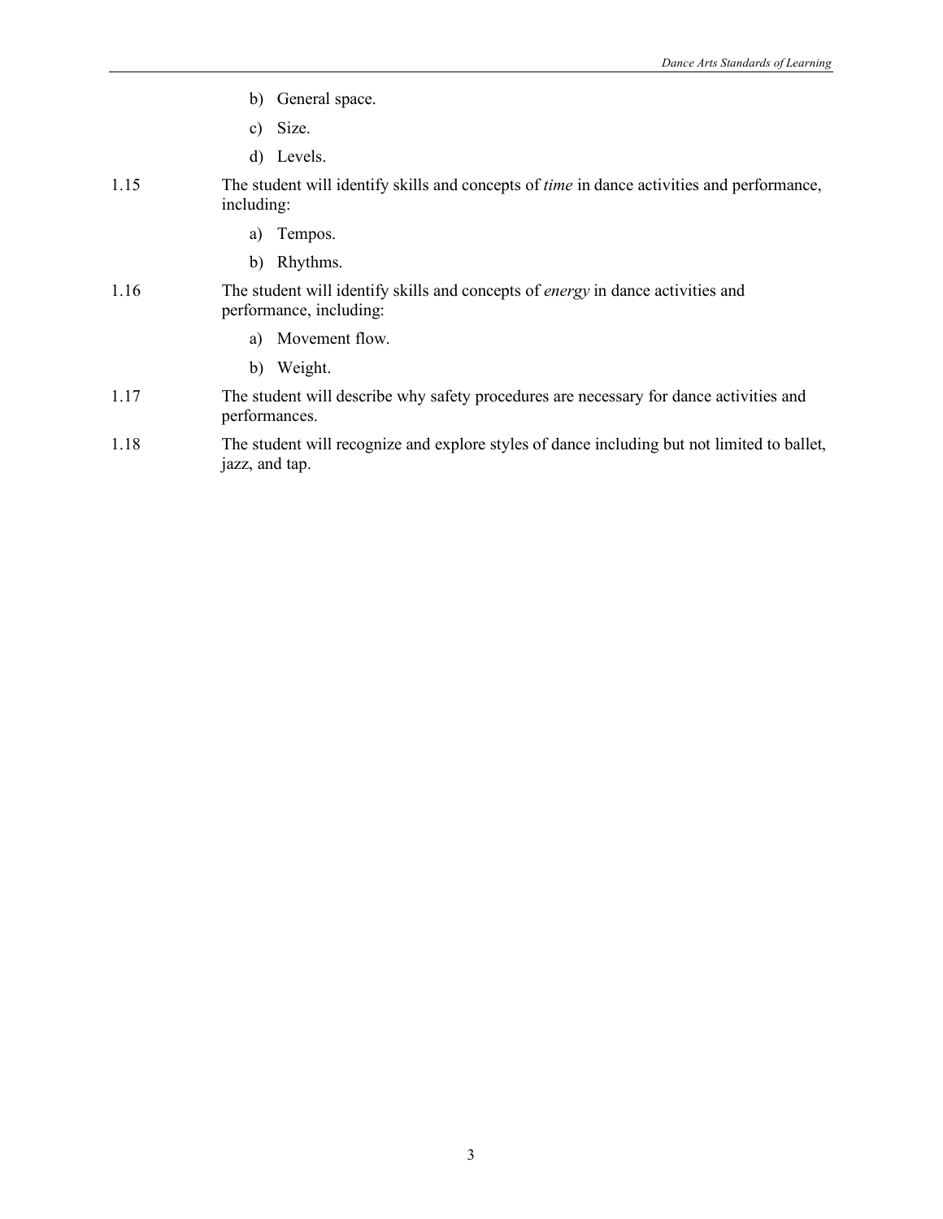b) General space.

   c) Size.

   d) Levels.

1.15 The student will identify skills and concepts of *time* in dance activities and performance, including:

   a) Tempos.

   b) Rhythms.

1.16 The student will identify skills and concepts of *energy* in dance activities and performance, including:

   a) Movement flow.

   b) Weight.

1.17 The student will describe why safety procedures are necessary for dance activities and performances.

1.18 The student will recognize and explore styles of dance including but not limited to ballet, jazz, and tap.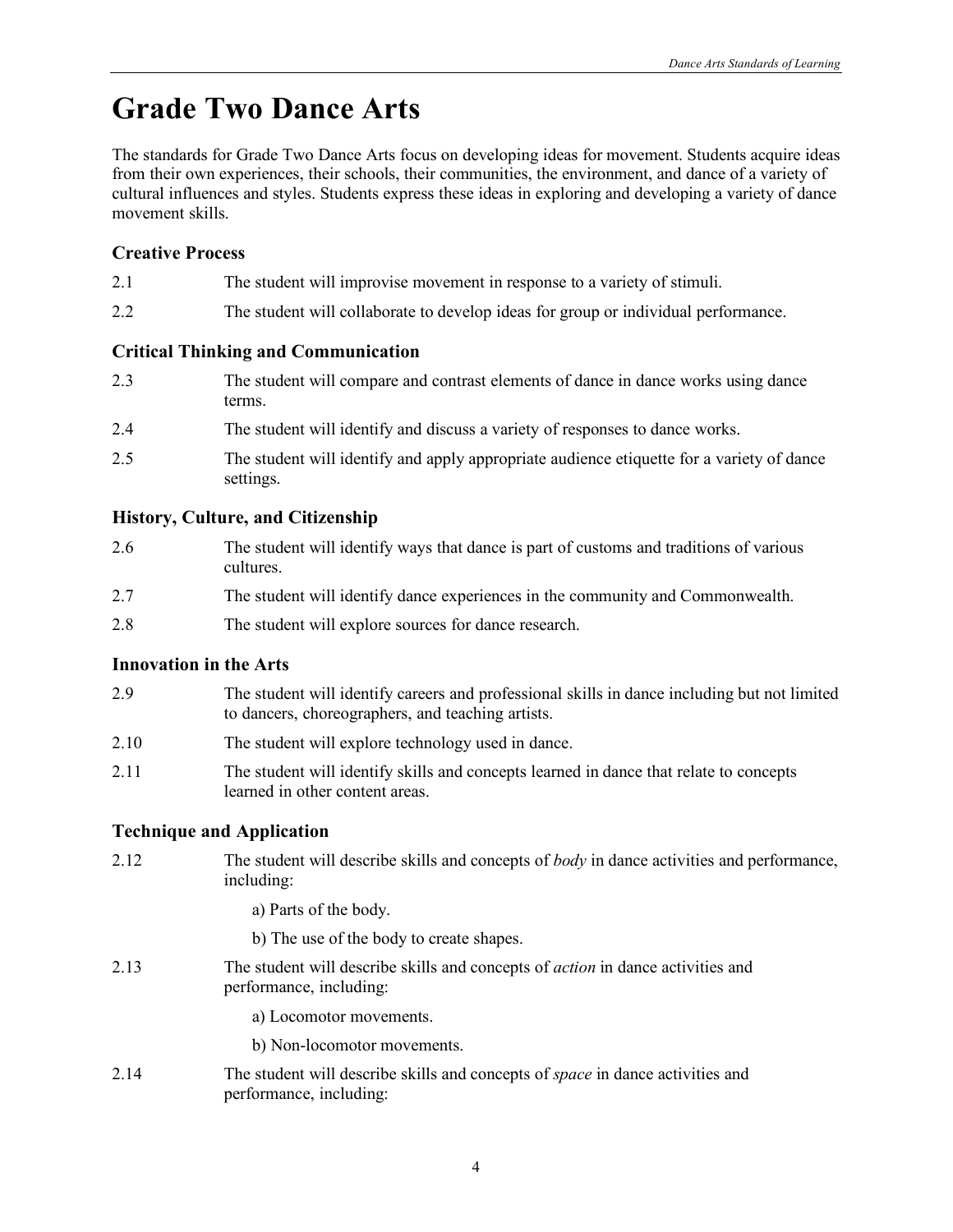# Grade Two Dance Arts

The standards for Grade Two Dance Arts focus on developing ideas for movement. Students acquire ideas from their own experiences, their schools, their communities, the environment, and dance of a variety of cultural influences and styles. Students express these ideas in exploring and developing a variety of dance movement skills.

### Creative Process

2.1 The student will improvise movement in response to a variety of stimuli.

2.2 The student will collaborate to develop ideas for group or individual performance.

### Critical Thinking and Communication

2.3 The student will compare and contrast elements of dance in dance works using dance terms.

2.4 The student will identify and discuss a variety of responses to dance works.

2.5 The student will identify and apply appropriate audience etiquette for a variety of dance settings.

### History, Culture, and Citizenship

2.6 The student will identify ways that dance is part of customs and traditions of various cultures.

2.7 The student will identify dance experiences in the community and Commonwealth.

2.8 The student will explore sources for dance research.

### Innovation in the Arts

2.9 The student will identify careers and professional skills in dance including but not limited to dancers, choreographers, and teaching artists.

2.10 The student will explore technology used in dance.

2.11 The student will identify skills and concepts learned in dance that relate to concepts learned in other content areas.

### Technique and Application

2.12 The student will describe skills and concepts of *body* in dance activities and performance, including:

a) Parts of the body.

b) The use of the body to create shapes.

2.13 The student will describe skills and concepts of *action* in dance activities and performance, including:

a) Locomotor movements.

b) Non-locomotor movements.

2.14 The student will describe skills and concepts of *space* in dance activities and performance, including: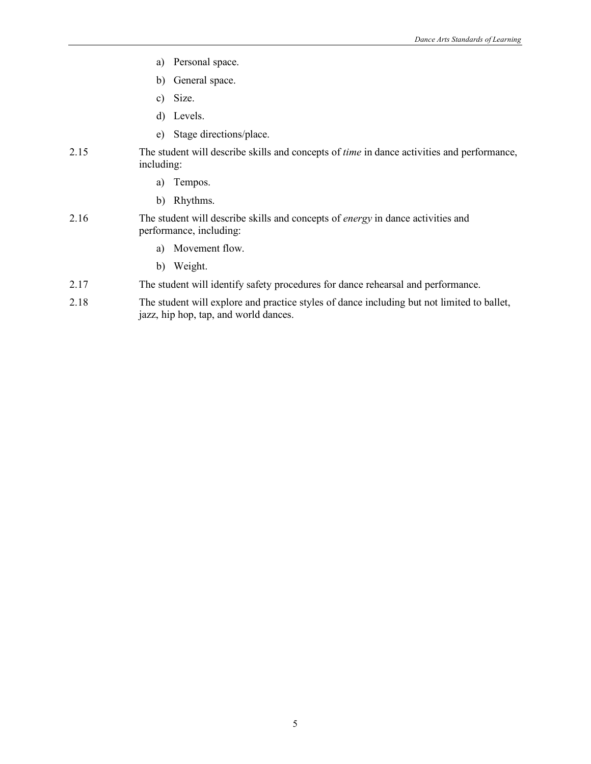a) Personal space.

b) General space.

c) Size.

d) Levels.

e) Stage directions/place.

2.15 The student will describe skills and concepts of *time* in dance activities and performance, including:

a) Tempos.

b) Rhythms.

2.16 The student will describe skills and concepts of *energy* in dance activities and performance, including:

a) Movement flow.

b) Weight.

2.17 The student will identify safety procedures for dance rehearsal and performance.

2.18 The student will explore and practice styles of dance including but not limited to ballet, jazz, hip hop, tap, and world dances.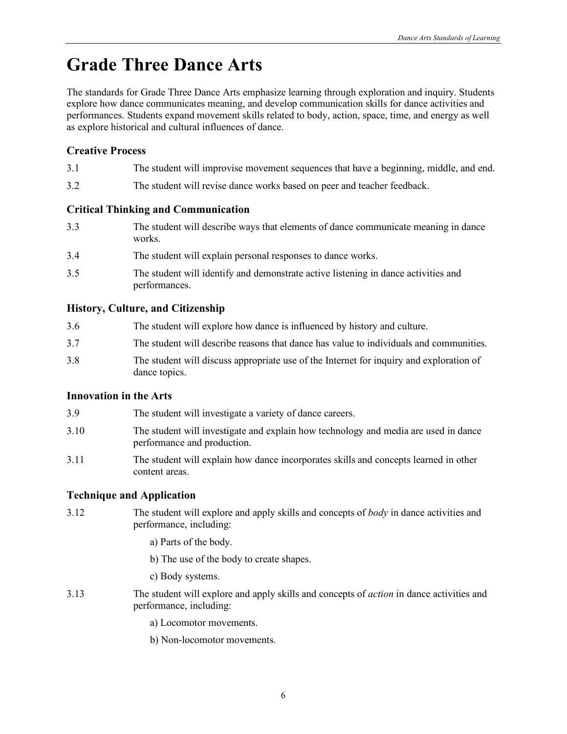# Grade Three Dance Arts

The standards for Grade Three Dance Arts emphasize learning through exploration and inquiry. Students explore how dance communicates meaning, and develop communication skills for dance activities and performances. Students expand movement skills related to body, action, space, time, and energy as well as explore historical and cultural influences of dance.

### Creative Process

3.1 The student will improvise movement sequences that have a beginning, middle, and end.

3.2 The student will revise dance works based on peer and teacher feedback.

### Critical Thinking and Communication

3.3 The student will describe ways that elements of dance communicate meaning in dance works.

3.4 The student will explain personal responses to dance works.

3.5 The student will identify and demonstrate active listening in dance activities and performances.

### History, Culture, and Citizenship

3.6 The student will explore how dance is influenced by history and culture.

3.7 The student will describe reasons that dance has value to individuals and communities.

3.8 The student will discuss appropriate use of the Internet for inquiry and exploration of dance topics.

### Innovation in the Arts

3.9 The student will investigate a variety of dance careers.

3.10 The student will investigate and explain how technology and media are used in dance performance and production.

3.11 The student will explain how dance incorporates skills and concepts learned in other content areas.

### Technique and Application

3.12 The student will explore and apply skills and concepts of *body* in dance activities and performance, including:

- a) Parts of the body.
- b) The use of the body to create shapes.
- c) Body systems.

3.13 The student will explore and apply skills and concepts of *action* in dance activities and performance, including:

- a) Locomotor movements.
- b) Non-locomotor movements.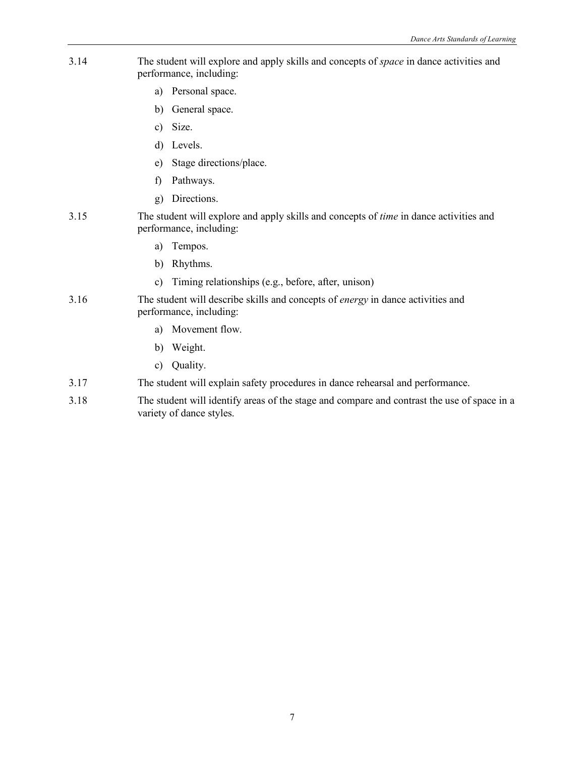3.14 The student will explore and apply skills and concepts of *space* in dance activities and performance, including:

a) Personal space.
b) General space.
c) Size.
d) Levels.
e) Stage directions/place.
f) Pathways.
g) Directions.

3.15 The student will explore and apply skills and concepts of *time* in dance activities and performance, including:

a) Tempos.
b) Rhythms.
c) Timing relationships (e.g., before, after, unison)

3.16 The student will describe skills and concepts of *energy* in dance activities and performance, including:

a) Movement flow.
b) Weight.
c) Quality.

3.17 The student will explain safety procedures in dance rehearsal and performance.

3.18 The student will identify areas of the stage and compare and contrast the use of space in a variety of dance styles.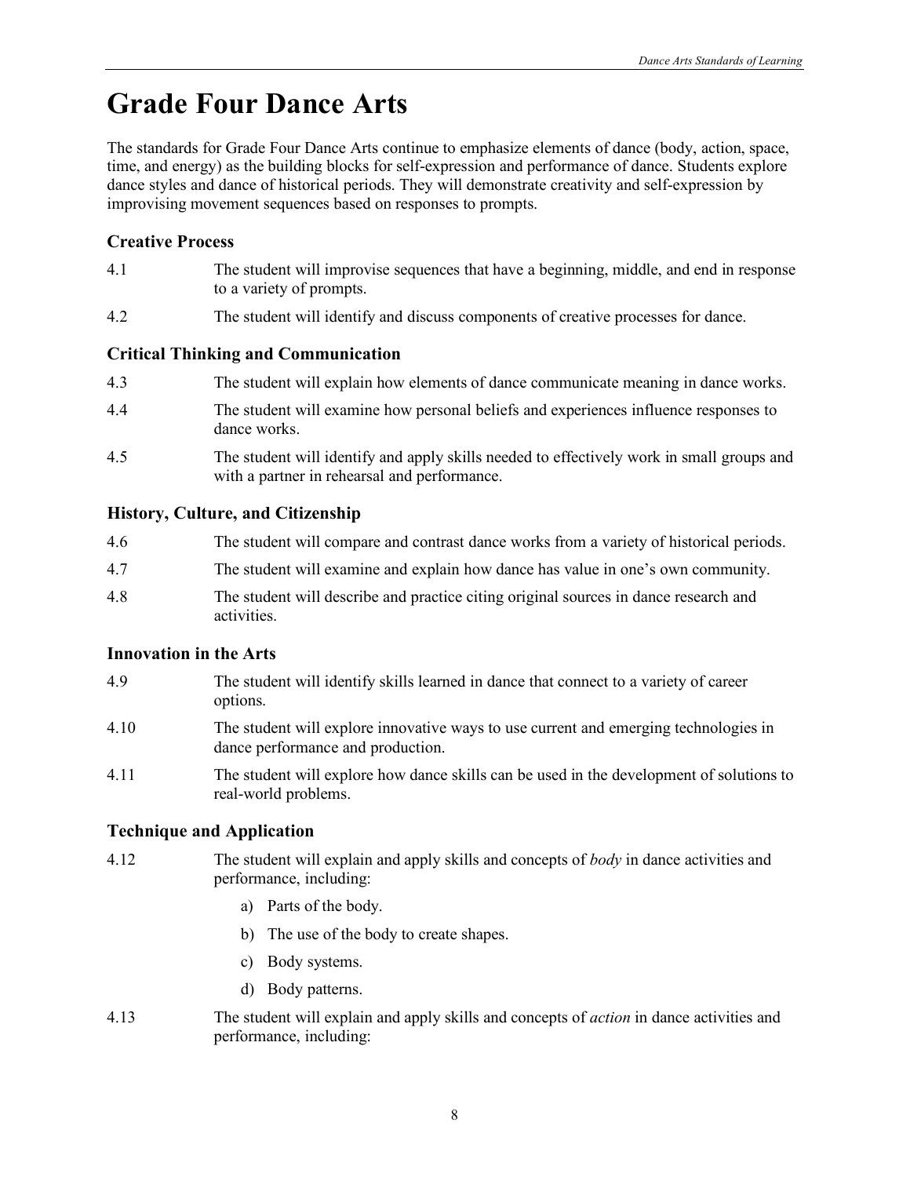# Grade Four Dance Arts

The standards for Grade Four Dance Arts continue to emphasize elements of dance (body, action, space, time, and energy) as the building blocks for self-expression and performance of dance. Students explore dance styles and dance of historical periods. They will demonstrate creativity and self-expression by improvising movement sequences based on responses to prompts.

## Creative Process

4.1 The student will improvise sequences that have a beginning, middle, and end in response to a variety of prompts.

4.2 The student will identify and discuss components of creative processes for dance.

## Critical Thinking and Communication

4.3 The student will explain how elements of dance communicate meaning in dance works.

4.4 The student will examine how personal beliefs and experiences influence responses to dance works.

4.5 The student will identify and apply skills needed to effectively work in small groups and with a partner in rehearsal and performance.

## History, Culture, and Citizenship

4.6 The student will compare and contrast dance works from a variety of historical periods.

4.7 The student will examine and explain how dance has value in one's own community.

4.8 The student will describe and practice citing original sources in dance research and activities.

## Innovation in the Arts

4.9 The student will identify skills learned in dance that connect to a variety of career options.

4.10 The student will explore innovative ways to use current and emerging technologies in dance performance and production.

4.11 The student will explore how dance skills can be used in the development of solutions to real-world problems.

## Technique and Application

4.12 The student will explain and apply skills and concepts of *body* in dance activities and performance, including:

a) Parts of the body.

b) The use of the body to create shapes.

c) Body systems.

d) Body patterns.

4.13 The student will explain and apply skills and concepts of *action* in dance activities and performance, including: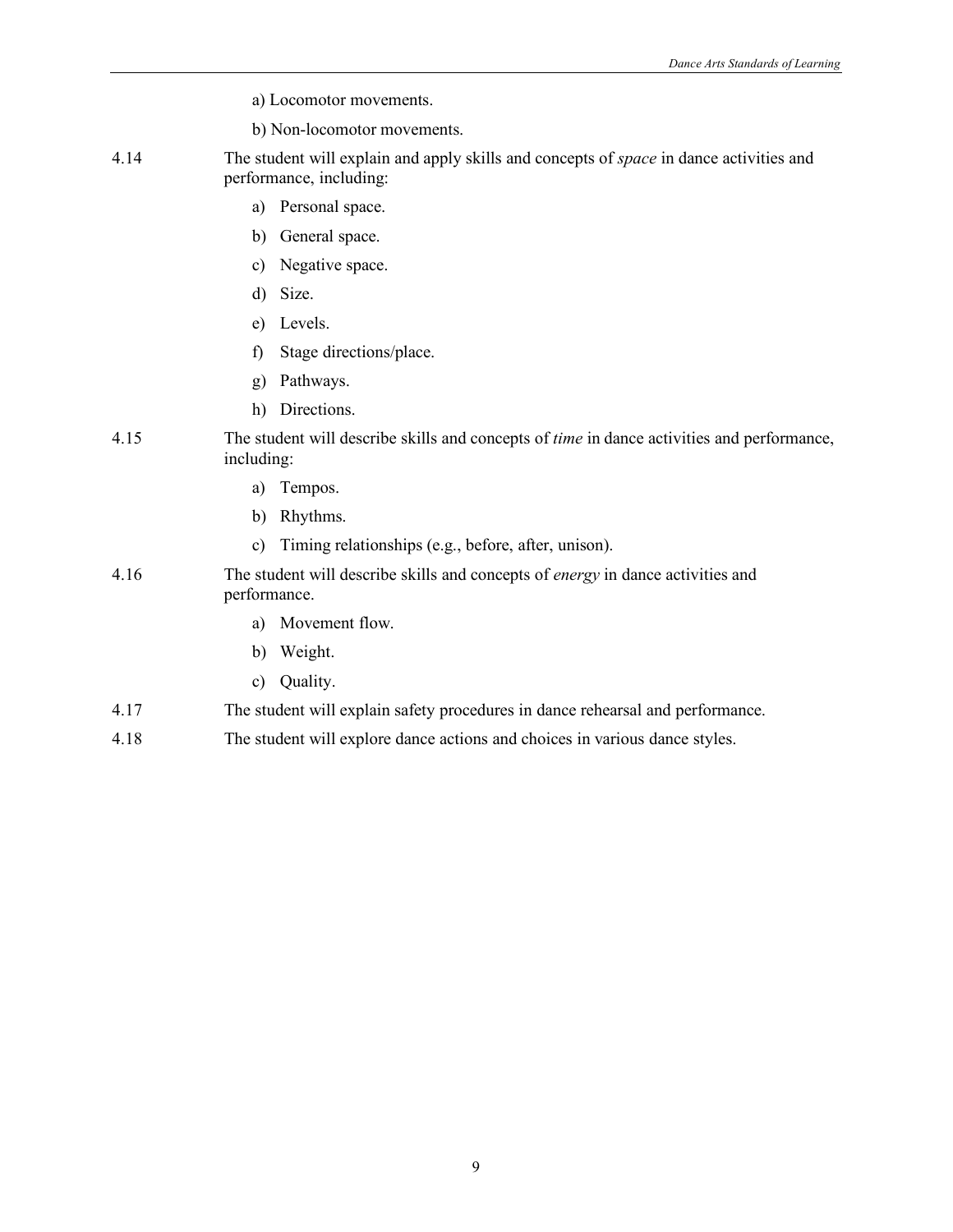a) Locomotor movements.

b) Non-locomotor movements.

4.14 The student will explain and apply skills and concepts of *space* in dance activities and performance, including:

a) Personal space.

b) General space.

c) Negative space.

d) Size.

e) Levels.

f) Stage directions/place.

g) Pathways.

h) Directions.

4.15 The student will describe skills and concepts of *time* in dance activities and performance, including:

a) Tempos.

b) Rhythms.

c) Timing relationships (e.g., before, after, unison).

4.16 The student will describe skills and concepts of *energy* in dance activities and performance.

a) Movement flow.

b) Weight.

c) Quality.

4.17 The student will explain safety procedures in dance rehearsal and performance.

4.18 The student will explore dance actions and choices in various dance styles.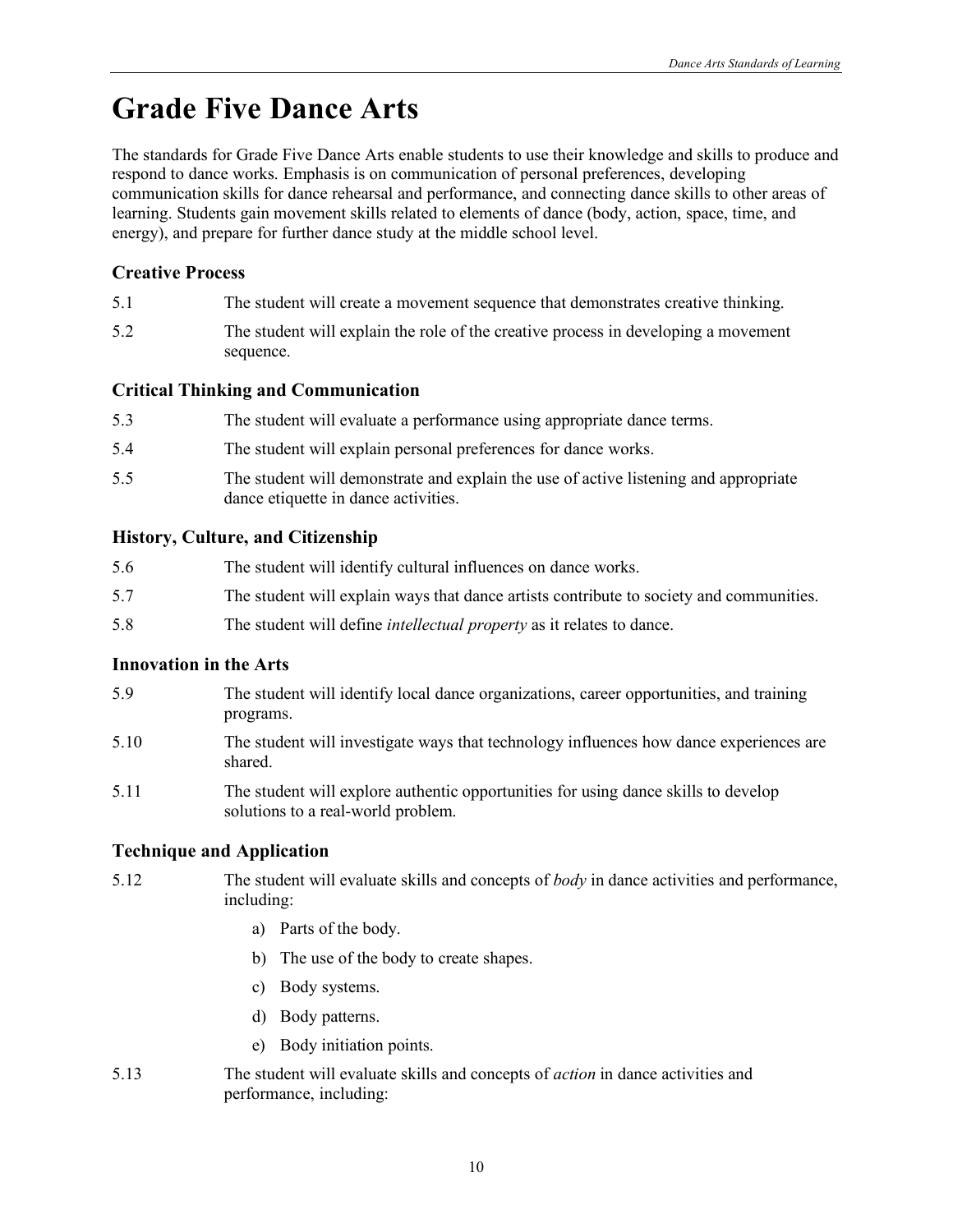# Grade Five Dance Arts

The standards for Grade Five Dance Arts enable students to use their knowledge and skills to produce and respond to dance works. Emphasis is on communication of personal preferences, developing communication skills for dance rehearsal and performance, and connecting dance skills to other areas of learning. Students gain movement skills related to elements of dance (body, action, space, time, and energy), and prepare for further dance study at the middle school level.

### Creative Process

5.1 The student will create a movement sequence that demonstrates creative thinking.

5.2 The student will explain the role of the creative process in developing a movement sequence.

### Critical Thinking and Communication

5.3 The student will evaluate a performance using appropriate dance terms.

5.4 The student will explain personal preferences for dance works.

5.5 The student will demonstrate and explain the use of active listening and appropriate dance etiquette in dance activities.

### History, Culture, and Citizenship

5.6 The student will identify cultural influences on dance works.

5.7 The student will explain ways that dance artists contribute to society and communities.

5.8 The student will define *intellectual property* as it relates to dance.

### Innovation in the Arts

5.9 The student will identify local dance organizations, career opportunities, and training programs.

5.10 The student will investigate ways that technology influences how dance experiences are shared.

5.11 The student will explore authentic opportunities for using dance skills to develop solutions to a real-world problem.

### Technique and Application

5.12 The student will evaluate skills and concepts of *body* in dance activities and performance, including:

a) Parts of the body.

b) The use of the body to create shapes.

c) Body systems.

d) Body patterns.

e) Body initiation points.

5.13 The student will evaluate skills and concepts of *action* in dance activities and performance, including: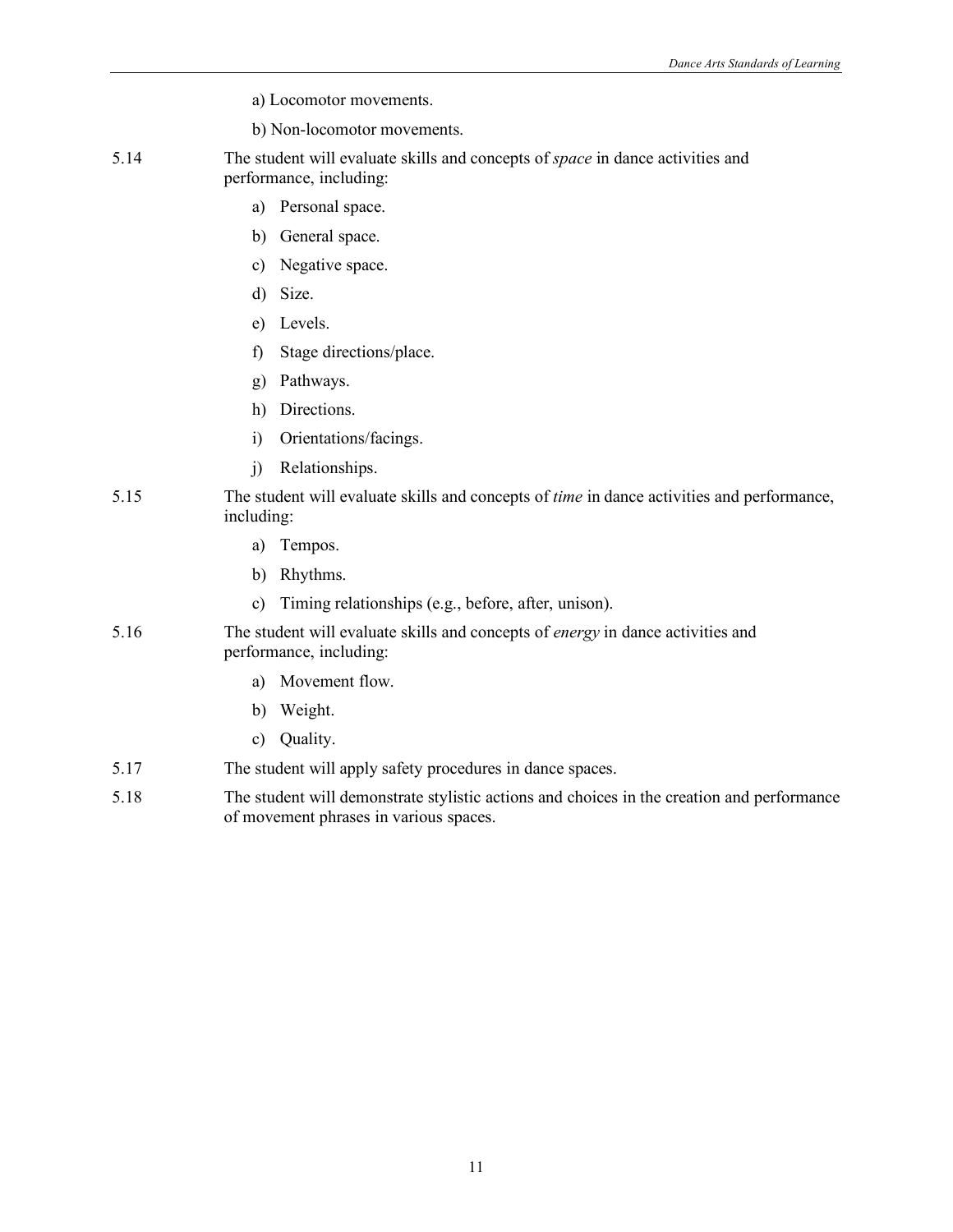a) Locomotor movements.

b) Non-locomotor movements.

5.14 The student will evaluate skills and concepts of *space* in dance activities and performance, including:

a) Personal space.

b) General space.

c) Negative space.

d) Size.

e) Levels.

f) Stage directions/place.

g) Pathways.

h) Directions.

i) Orientations/facings.

j) Relationships.

5.15 The student will evaluate skills and concepts of *time* in dance activities and performance, including:

a) Tempos.

b) Rhythms.

c) Timing relationships (e.g., before, after, unison).

5.16 The student will evaluate skills and concepts of *energy* in dance activities and performance, including:

a) Movement flow.

b) Weight.

c) Quality.

5.17 The student will apply safety procedures in dance spaces.

5.18 The student will demonstrate stylistic actions and choices in the creation and performance of movement phrases in various spaces.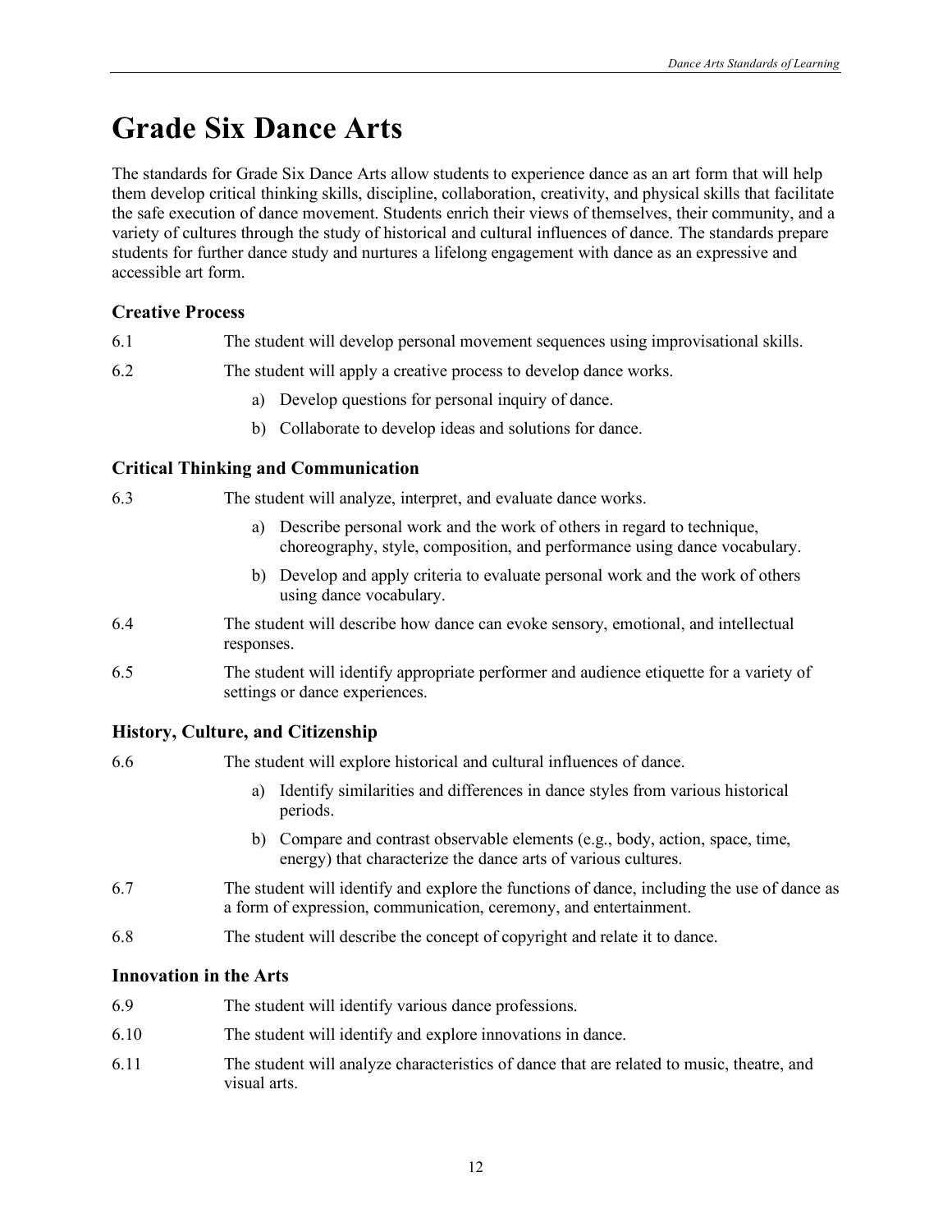# Grade Six Dance Arts

The standards for Grade Six Dance Arts allow students to experience dance as an art form that will help them develop critical thinking skills, discipline, collaboration, creativity, and physical skills that facilitate the safe execution of dance movement. Students enrich their views of themselves, their community, and a variety of cultures through the study of historical and cultural influences of dance. The standards prepare students for further dance study and nurtures a lifelong engagement with dance as an expressive and accessible art form.

### Creative Process

6.1 The student will develop personal movement sequences using improvisational skills.

6.2 The student will apply a creative process to develop dance works.

- a) Develop questions for personal inquiry of dance.
- b) Collaborate to develop ideas and solutions for dance.

### Critical Thinking and Communication

6.3 The student will analyze, interpret, and evaluate dance works.

- a) Describe personal work and the work of others in regard to technique, choreography, style, composition, and performance using dance vocabulary.
- b) Develop and apply criteria to evaluate personal work and the work of others using dance vocabulary.

6.4 The student will describe how dance can evoke sensory, emotional, and intellectual responses.

6.5 The student will identify appropriate performer and audience etiquette for a variety of settings or dance experiences.

### History, Culture, and Citizenship

6.6 The student will explore historical and cultural influences of dance.

- a) Identify similarities and differences in dance styles from various historical periods.
- b) Compare and contrast observable elements (e.g., body, action, space, time, energy) that characterize the dance arts of various cultures.

6.7 The student will identify and explore the functions of dance, including the use of dance as a form of expression, communication, ceremony, and entertainment.

6.8 The student will describe the concept of copyright and relate it to dance.

### Innovation in the Arts

6.9 The student will identify various dance professions.

6.10 The student will identify and explore innovations in dance.

6.11 The student will analyze characteristics of dance that are related to music, theatre, and visual arts.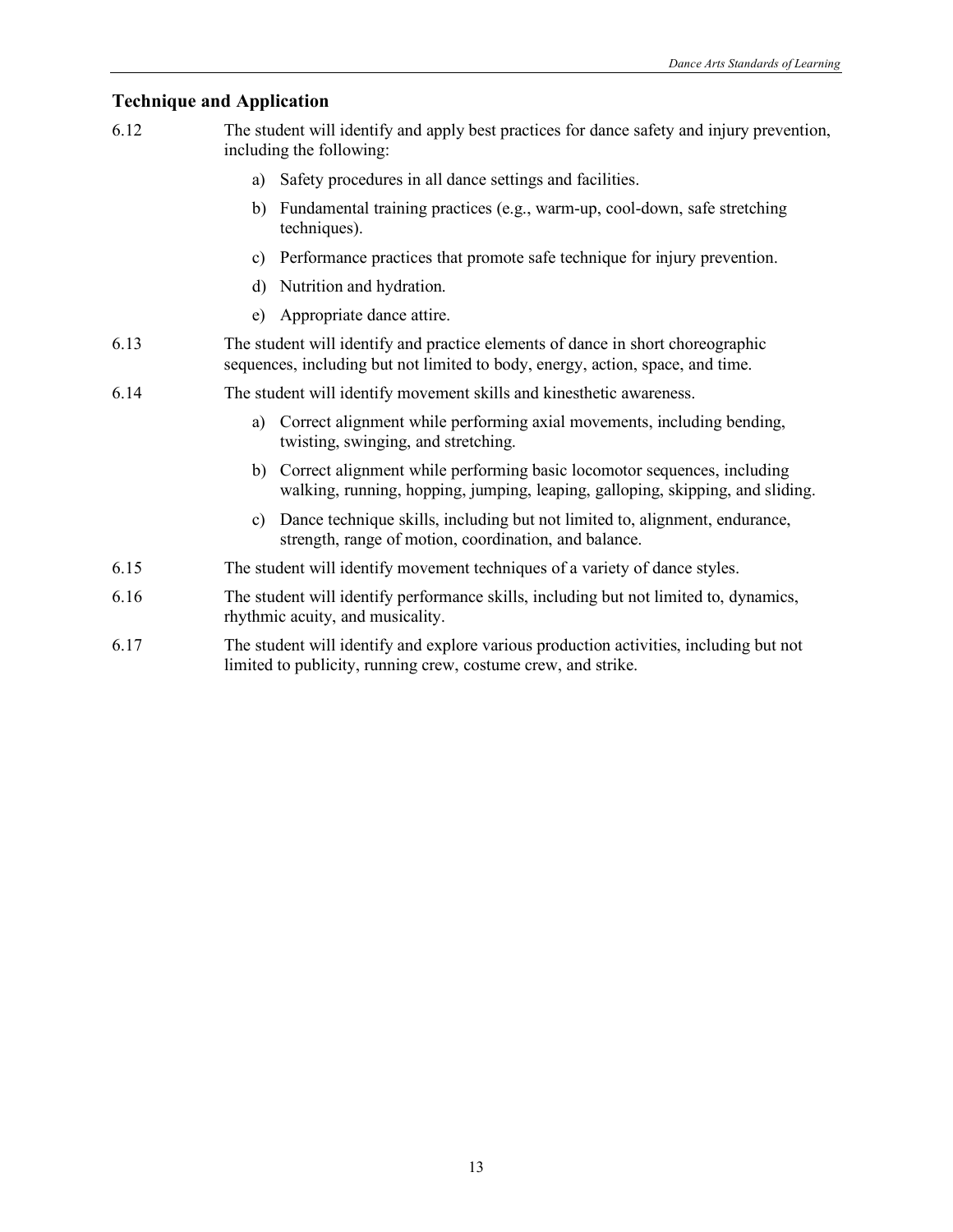## Technique and Application

6.12 The student will identify and apply best practices for dance safety and injury prevention, including the following:

a) Safety procedures in all dance settings and facilities.

b) Fundamental training practices (e.g., warm-up, cool-down, safe stretching techniques).

c) Performance practices that promote safe technique for injury prevention.

d) Nutrition and hydration.

e) Appropriate dance attire.

6.13 The student will identify and practice elements of dance in short choreographic sequences, including but not limited to body, energy, action, space, and time.

6.14 The student will identify movement skills and kinesthetic awareness.

a) Correct alignment while performing axial movements, including bending, twisting, swinging, and stretching.

b) Correct alignment while performing basic locomotor sequences, including walking, running, hopping, jumping, leaping, galloping, skipping, and sliding.

c) Dance technique skills, including but not limited to, alignment, endurance, strength, range of motion, coordination, and balance.

6.15 The student will identify movement techniques of a variety of dance styles.

6.16 The student will identify performance skills, including but not limited to, dynamics, rhythmic acuity, and musicality.

6.17 The student will identify and explore various production activities, including but not limited to publicity, running crew, costume crew, and strike.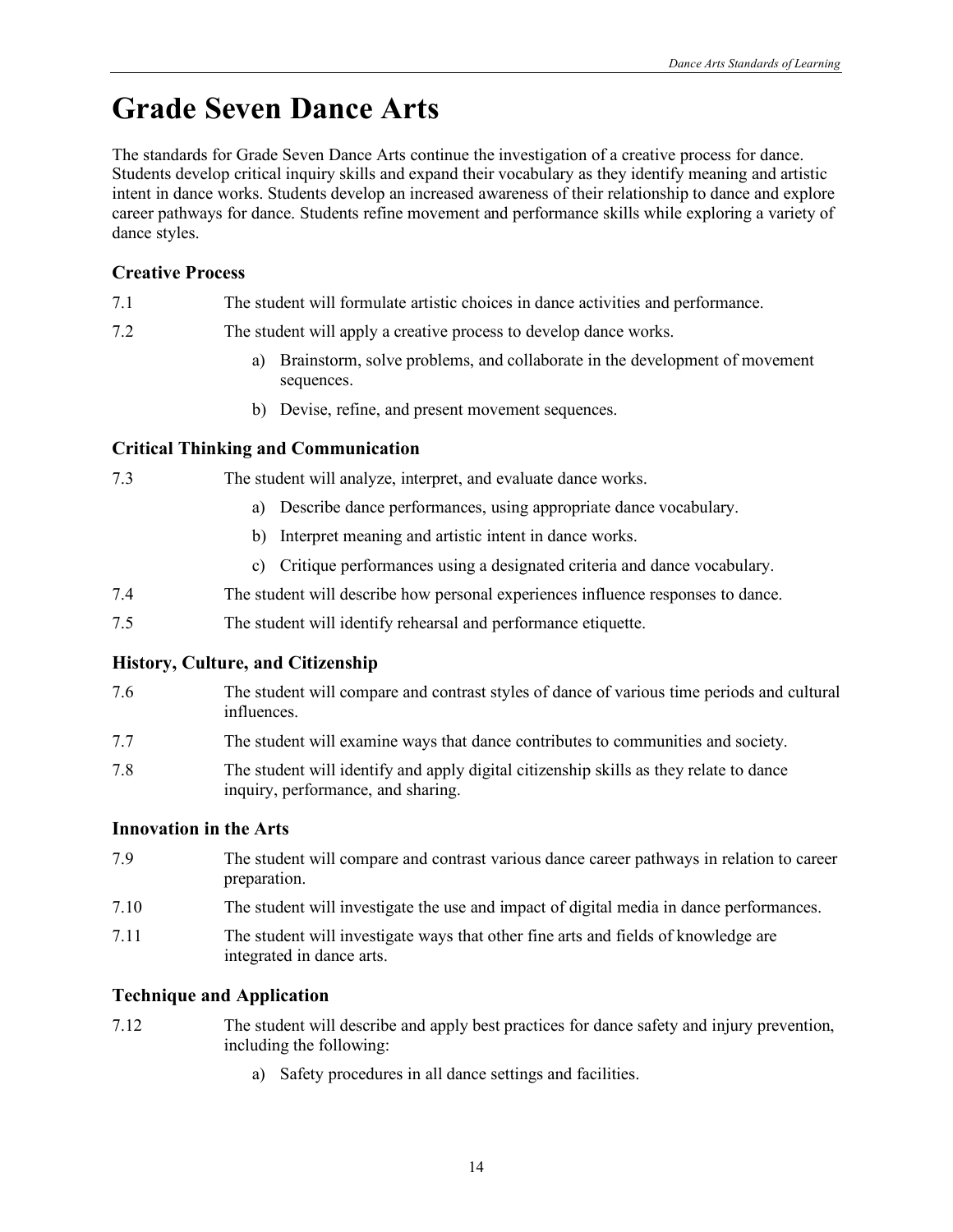# Grade Seven Dance Arts

The standards for Grade Seven Dance Arts continue the investigation of a creative process for dance. Students develop critical inquiry skills and expand their vocabulary as they identify meaning and artistic intent in dance works. Students develop an increased awareness of their relationship to dance and explore career pathways for dance. Students refine movement and performance skills while exploring a variety of dance styles.

### Creative Process

7.1 The student will formulate artistic choices in dance activities and performance.

7.2 The student will apply a creative process to develop dance works.

- a) Brainstorm, solve problems, and collaborate in the development of movement sequences.
- b) Devise, refine, and present movement sequences.

### Critical Thinking and Communication

7.3 The student will analyze, interpret, and evaluate dance works.

- a) Describe dance performances, using appropriate dance vocabulary.
- b) Interpret meaning and artistic intent in dance works.
- c) Critique performances using a designated criteria and dance vocabulary.

7.4 The student will describe how personal experiences influence responses to dance.

7.5 The student will identify rehearsal and performance etiquette.

### History, Culture, and Citizenship

7.6 The student will compare and contrast styles of dance of various time periods and cultural influences.

7.7 The student will examine ways that dance contributes to communities and society.

7.8 The student will identify and apply digital citizenship skills as they relate to dance inquiry, performance, and sharing.

### Innovation in the Arts

7.9 The student will compare and contrast various dance career pathways in relation to career preparation.

7.10 The student will investigate the use and impact of digital media in dance performances.

7.11 The student will investigate ways that other fine arts and fields of knowledge are integrated in dance arts.

### Technique and Application

7.12 The student will describe and apply best practices for dance safety and injury prevention, including the following:

- a) Safety procedures in all dance settings and facilities.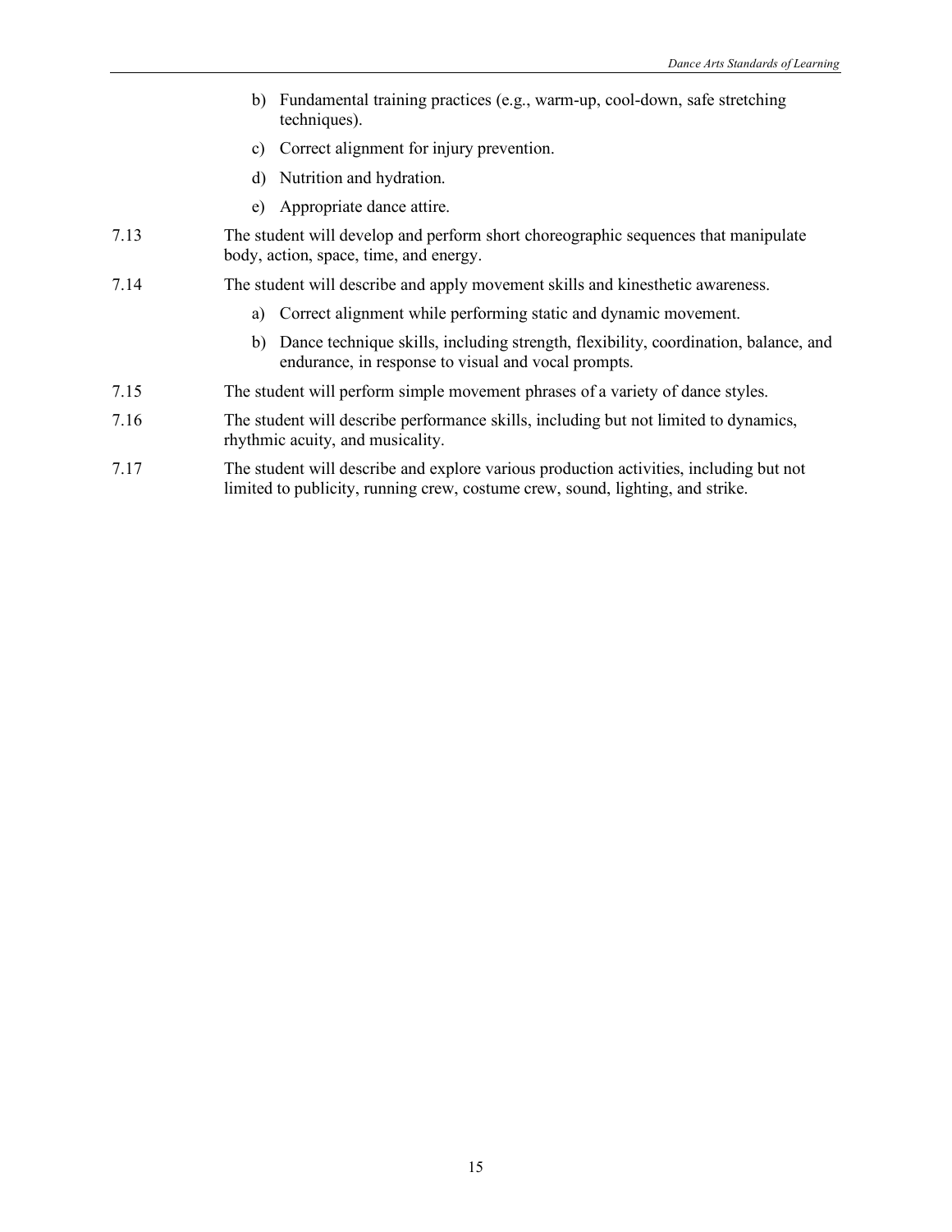b) Fundamental training practices (e.g., warm-up, cool-down, safe stretching techniques).

   c) Correct alignment for injury prevention.

   d) Nutrition and hydration.

   e) Appropriate dance attire.

7.13 The student will develop and perform short choreographic sequences that manipulate body, action, space, time, and energy.

7.14 The student will describe and apply movement skills and kinesthetic awareness.

   a) Correct alignment while performing static and dynamic movement.

   b) Dance technique skills, including strength, flexibility, coordination, balance, and endurance, in response to visual and vocal prompts.

7.15 The student will perform simple movement phrases of a variety of dance styles.

7.16 The student will describe performance skills, including but not limited to dynamics, rhythmic acuity, and musicality.

7.17 The student will describe and explore various production activities, including but not limited to publicity, running crew, costume crew, sound, lighting, and strike.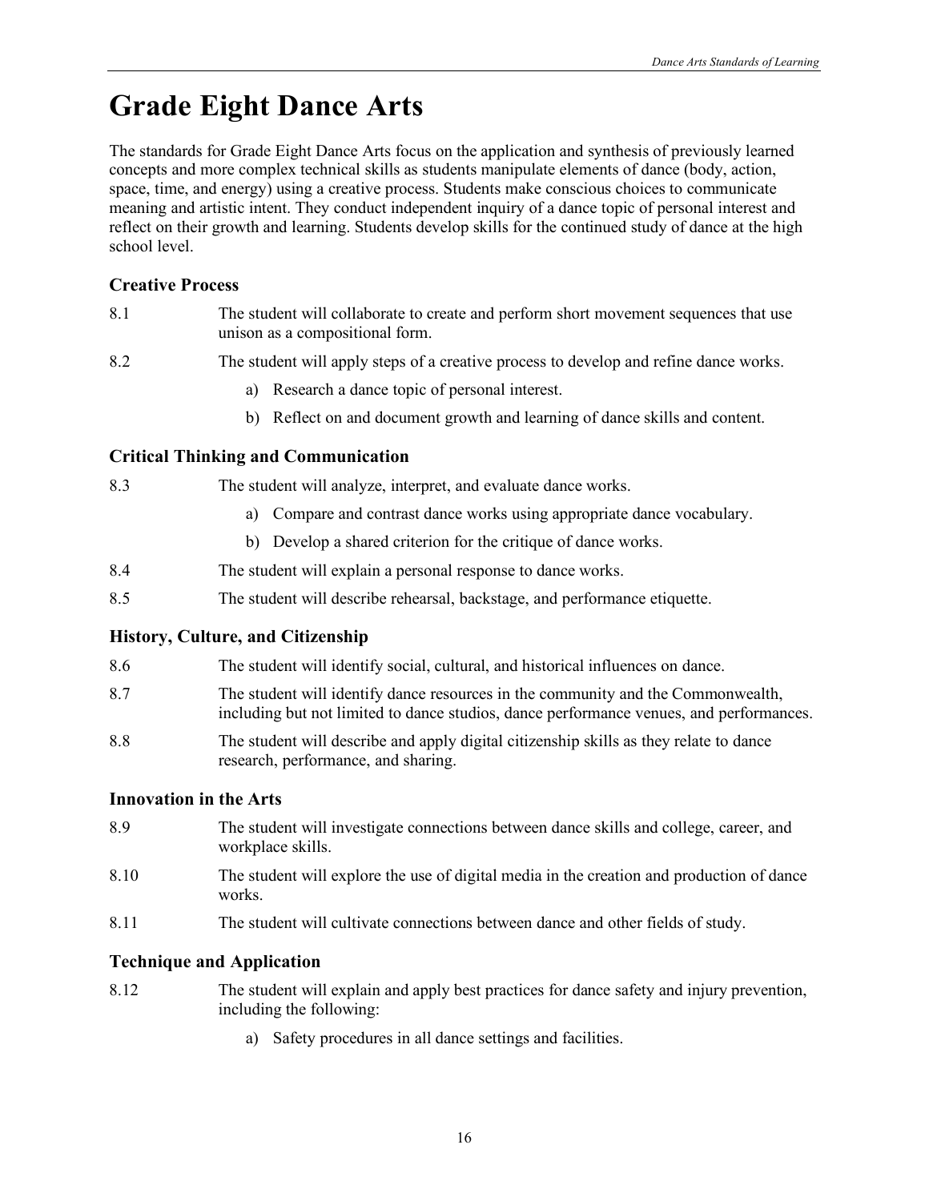# Grade Eight Dance Arts

The standards for Grade Eight Dance Arts focus on the application and synthesis of previously learned concepts and more complex technical skills as students manipulate elements of dance (body, action, space, time, and energy) using a creative process. Students make conscious choices to communicate meaning and artistic intent. They conduct independent inquiry of a dance topic of personal interest and reflect on their growth and learning. Students develop skills for the continued study of dance at the high school level.

### Creative Process

8.1 The student will collaborate to create and perform short movement sequences that use unison as a compositional form.

8.2 The student will apply steps of a creative process to develop and refine dance works.

  a) Research a dance topic of personal interest.

  b) Reflect on and document growth and learning of dance skills and content.

### Critical Thinking and Communication

8.3 The student will analyze, interpret, and evaluate dance works.

  a) Compare and contrast dance works using appropriate dance vocabulary.

  b) Develop a shared criterion for the critique of dance works.

8.4 The student will explain a personal response to dance works.

8.5 The student will describe rehearsal, backstage, and performance etiquette.

### History, Culture, and Citizenship

8.6 The student will identify social, cultural, and historical influences on dance.

8.7 The student will identify dance resources in the community and the Commonwealth, including but not limited to dance studios, dance performance venues, and performances.

8.8 The student will describe and apply digital citizenship skills as they relate to dance research, performance, and sharing.

### Innovation in the Arts

8.9 The student will investigate connections between dance skills and college, career, and workplace skills.

8.10 The student will explore the use of digital media in the creation and production of dance works.

8.11 The student will cultivate connections between dance and other fields of study.

### Technique and Application

8.12 The student will explain and apply best practices for dance safety and injury prevention, including the following:

  a) Safety procedures in all dance settings and facilities.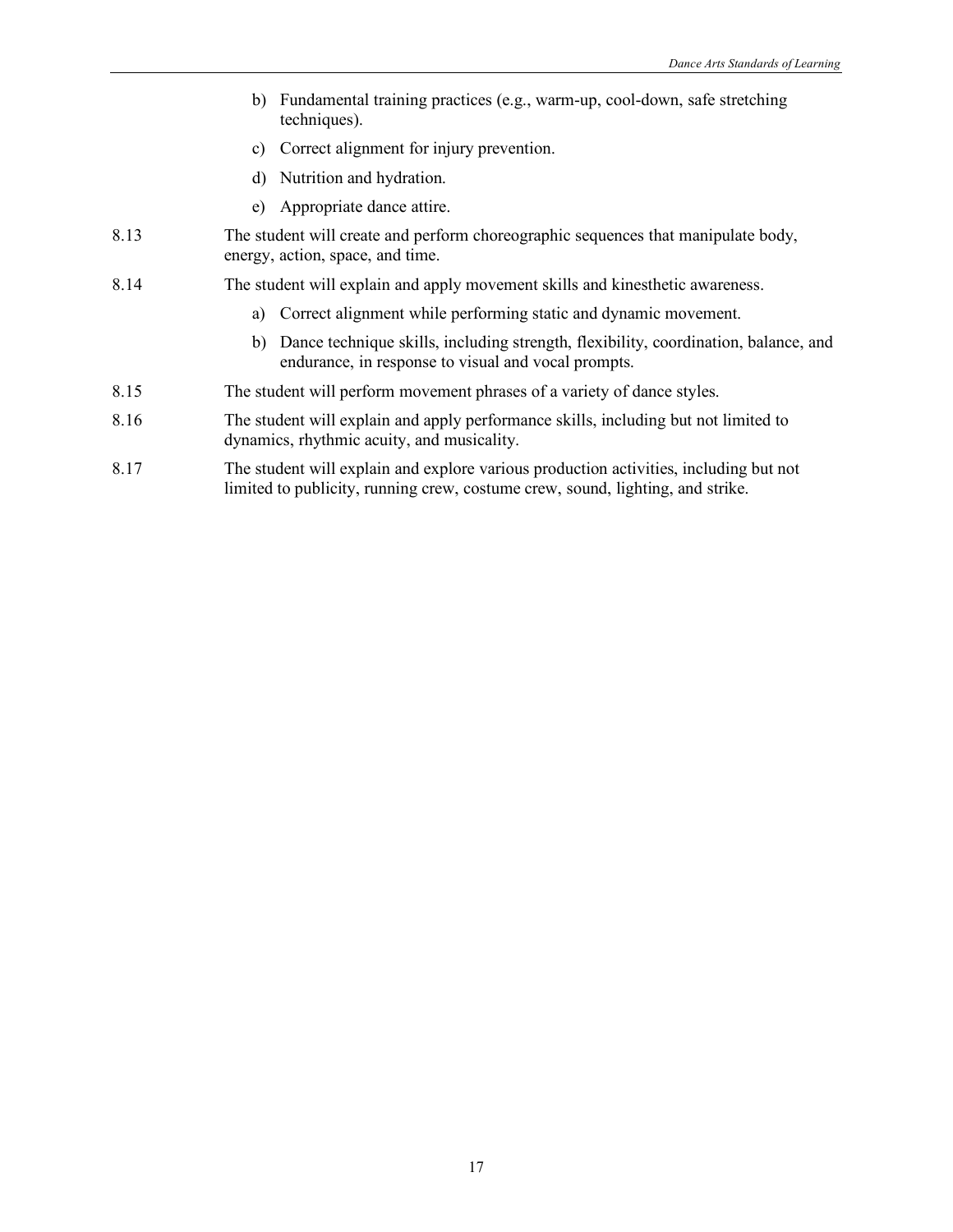b) Fundamental training practices (e.g., warm-up, cool-down, safe stretching techniques).

c) Correct alignment for injury prevention.

d) Nutrition and hydration.

e) Appropriate dance attire.

8.13 The student will create and perform choreographic sequences that manipulate body, energy, action, space, and time.

8.14 The student will explain and apply movement skills and kinesthetic awareness.

a) Correct alignment while performing static and dynamic movement.

b) Dance technique skills, including strength, flexibility, coordination, balance, and endurance, in response to visual and vocal prompts.

8.15 The student will perform movement phrases of a variety of dance styles.

8.16 The student will explain and apply performance skills, including but not limited to dynamics, rhythmic acuity, and musicality.

8.17 The student will explain and explore various production activities, including but not limited to publicity, running crew, costume crew, sound, lighting, and strike.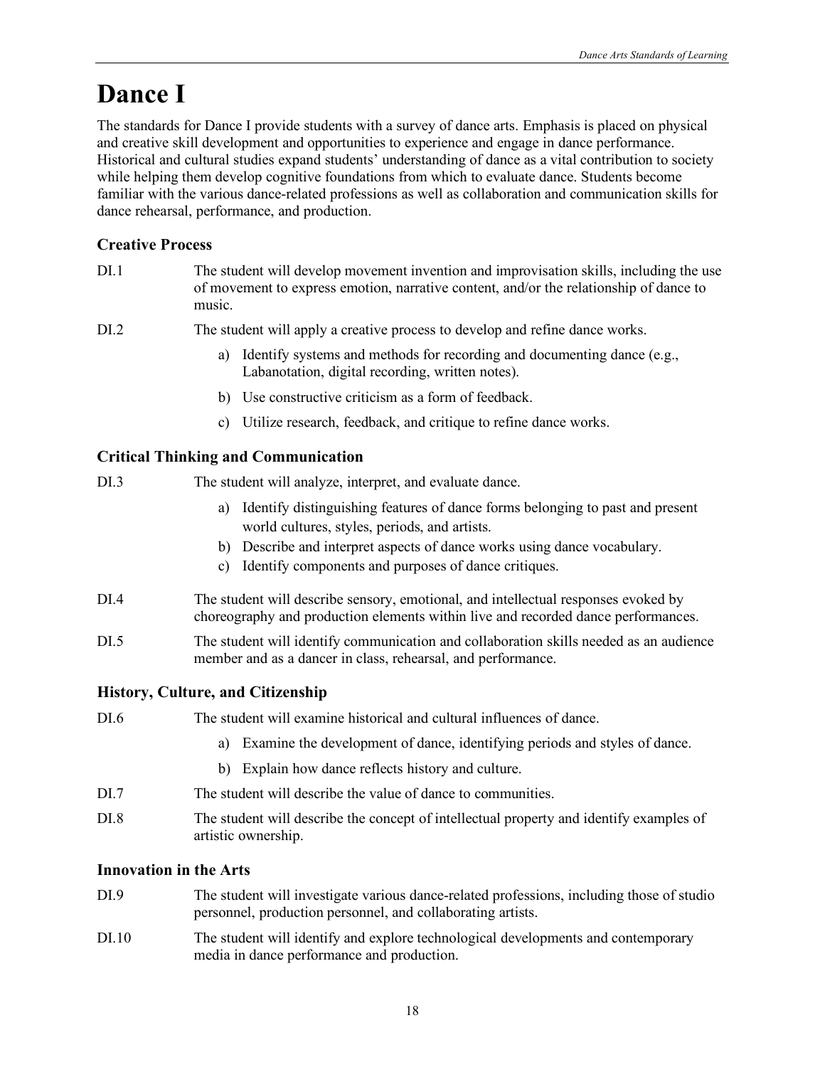# Dance I

The standards for Dance I provide students with a survey of dance arts. Emphasis is placed on physical and creative skill development and opportunities to experience and engage in dance performance. Historical and cultural studies expand students' understanding of dance as a vital contribution to society while helping them develop cognitive foundations from which to evaluate dance. Students become familiar with the various dance-related professions as well as collaboration and communication skills for dance rehearsal, performance, and production.

### Creative Process

DI.1 The student will develop movement invention and improvisation skills, including the use of movement to express emotion, narrative content, and/or the relationship of dance to music.

DI.2 The student will apply a creative process to develop and refine dance works.

a) Identify systems and methods for recording and documenting dance (e.g., Labanotation, digital recording, written notes).

b) Use constructive criticism as a form of feedback.

c) Utilize research, feedback, and critique to refine dance works.

### Critical Thinking and Communication

DI.3 The student will analyze, interpret, and evaluate dance.

a) Identify distinguishing features of dance forms belonging to past and present world cultures, styles, periods, and artists.
b) Describe and interpret aspects of dance works using dance vocabulary.
c) Identify components and purposes of dance critiques.

DI.4 The student will describe sensory, emotional, and intellectual responses evoked by choreography and production elements within live and recorded dance performances.

DI.5 The student will identify communication and collaboration skills needed as an audience member and as a dancer in class, rehearsal, and performance.

### History, Culture, and Citizenship

DI.6 The student will examine historical and cultural influences of dance.

a) Examine the development of dance, identifying periods and styles of dance.

b) Explain how dance reflects history and culture.

DI.7 The student will describe the value of dance to communities.

DI.8 The student will describe the concept of intellectual property and identify examples of artistic ownership.

### Innovation in the Arts

DI.9 The student will investigate various dance-related professions, including those of studio personnel, production personnel, and collaborating artists.

DI.10 The student will identify and explore technological developments and contemporary media in dance performance and production.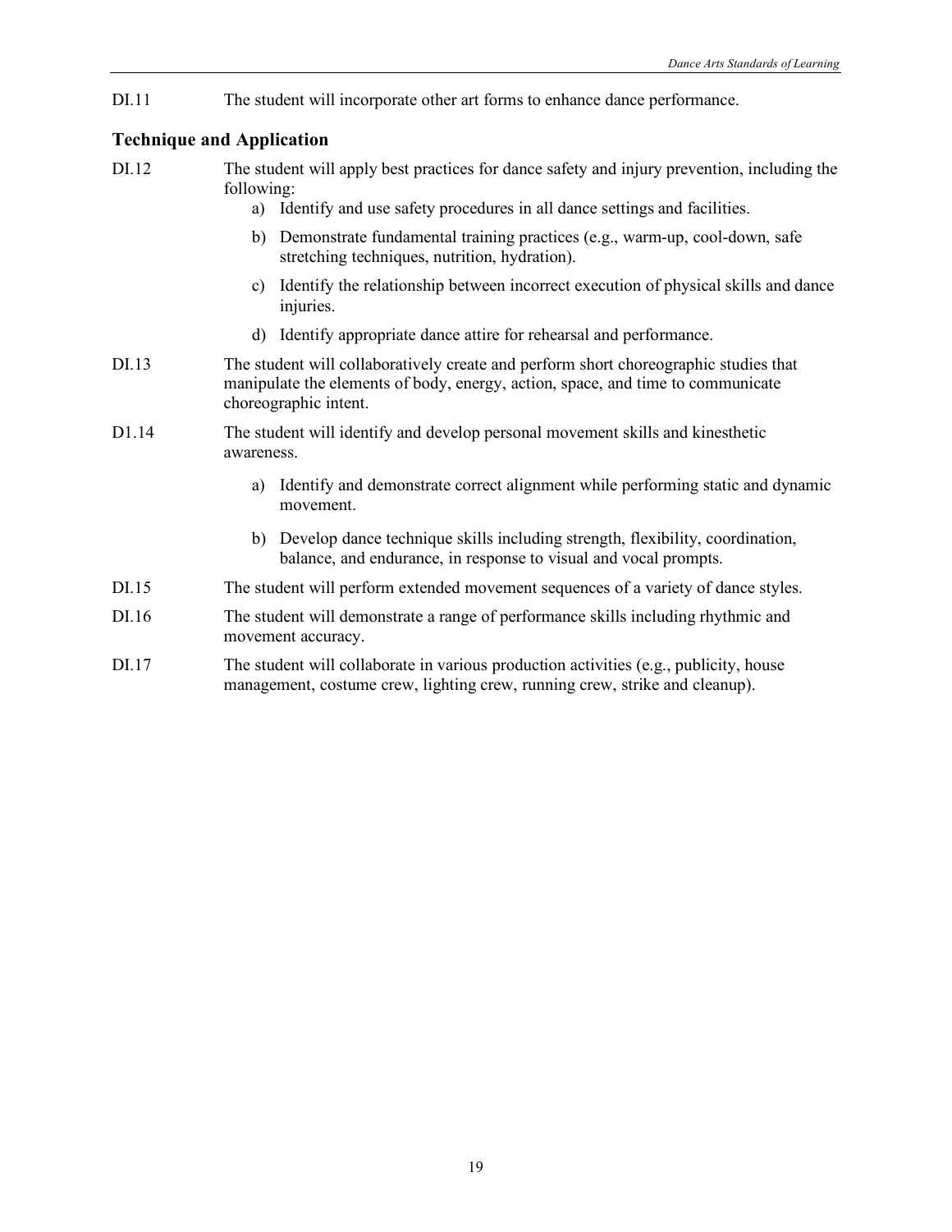DI.11 The student will incorporate other art forms to enhance dance performance.

## Technique and Application

DI.12 The student will apply best practices for dance safety and injury prevention, including the following:

a) Identify and use safety procedures in all dance settings and facilities.
b) Demonstrate fundamental training practices (e.g., warm-up, cool-down, safe stretching techniques, nutrition, hydration).
c) Identify the relationship between incorrect execution of physical skills and dance injuries.
d) Identify appropriate dance attire for rehearsal and performance.

DI.13 The student will collaboratively create and perform short choreographic studies that manipulate the elements of body, energy, action, space, and time to communicate choreographic intent.

D1.14 The student will identify and develop personal movement skills and kinesthetic awareness.

a) Identify and demonstrate correct alignment while performing static and dynamic movement.
b) Develop dance technique skills including strength, flexibility, coordination, balance, and endurance, in response to visual and vocal prompts.

DI.15 The student will perform extended movement sequences of a variety of dance styles.

DI.16 The student will demonstrate a range of performance skills including rhythmic and movement accuracy.

DI.17 The student will collaborate in various production activities (e.g., publicity, house management, costume crew, lighting crew, running crew, strike and cleanup).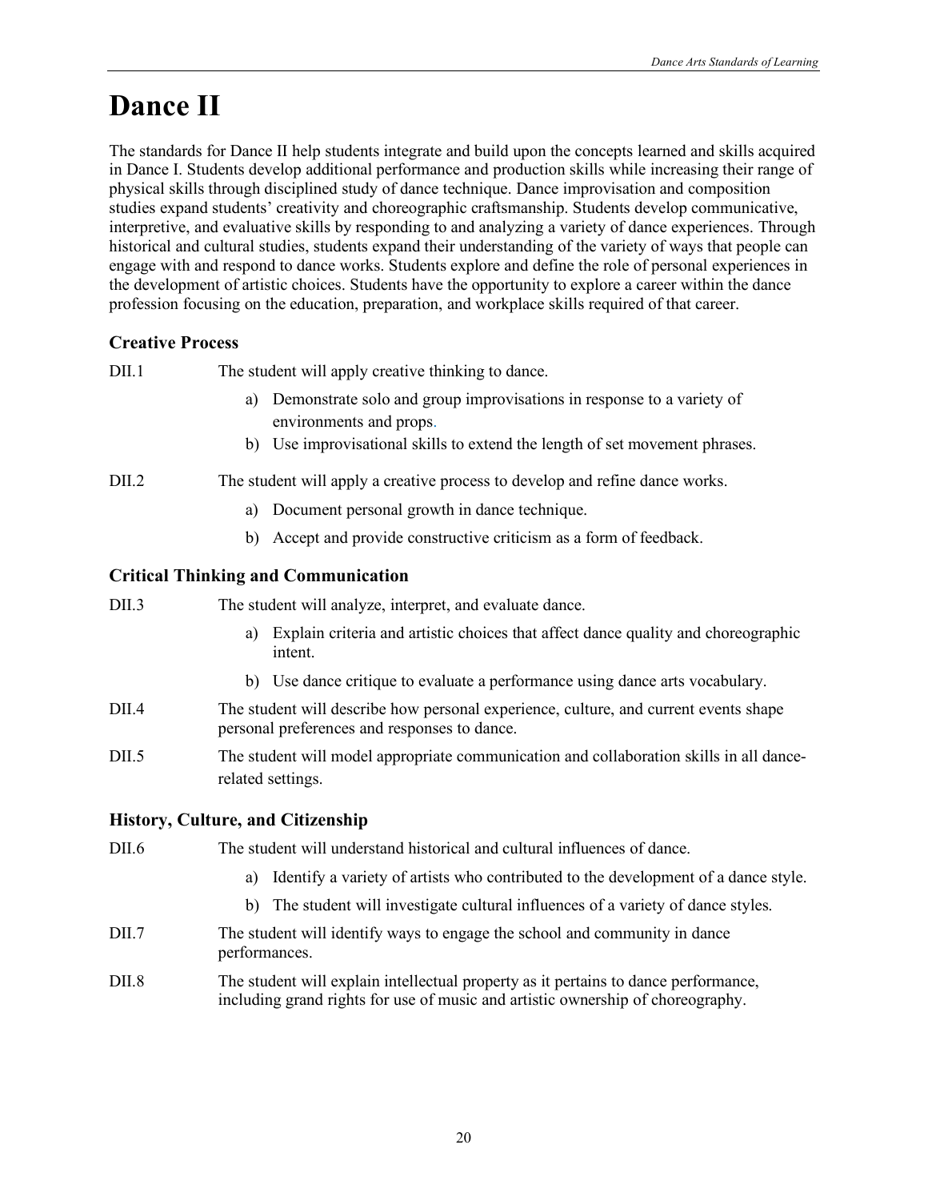# Dance II

The standards for Dance II help students integrate and build upon the concepts learned and skills acquired in Dance I. Students develop additional performance and production skills while increasing their range of physical skills through disciplined study of dance technique. Dance improvisation and composition studies expand students' creativity and choreographic craftsmanship. Students develop communicative, interpretive, and evaluative skills by responding to and analyzing a variety of dance experiences. Through historical and cultural studies, students expand their understanding of the variety of ways that people can engage with and respond to dance works. Students explore and define the role of personal experiences in the development of artistic choices. Students have the opportunity to explore a career within the dance profession focusing on the education, preparation, and workplace skills required of that career.

## Creative Process

DII.1 The student will apply creative thinking to dance.

a) Demonstrate solo and group improvisations in response to a variety of environments and props.
b) Use improvisational skills to extend the length of set movement phrases.

DII.2 The student will apply a creative process to develop and refine dance works.

a) Document personal growth in dance technique.
b) Accept and provide constructive criticism as a form of feedback.

## Critical Thinking and Communication

DII.3 The student will analyze, interpret, and evaluate dance.

a) Explain criteria and artistic choices that affect dance quality and choreographic intent.
b) Use dance critique to evaluate a performance using dance arts vocabulary.

DII.4 The student will describe how personal experience, culture, and current events shape personal preferences and responses to dance.

DII.5 The student will model appropriate communication and collaboration skills in all dance-related settings.

## History, Culture, and Citizenship

DII.6 The student will understand historical and cultural influences of dance.

a) Identify a variety of artists who contributed to the development of a dance style.
b) The student will investigate cultural influences of a variety of dance styles.

DII.7 The student will identify ways to engage the school and community in dance performances.

DII.8 The student will explain intellectual property as it pertains to dance performance, including grand rights for use of music and artistic ownership of choreography.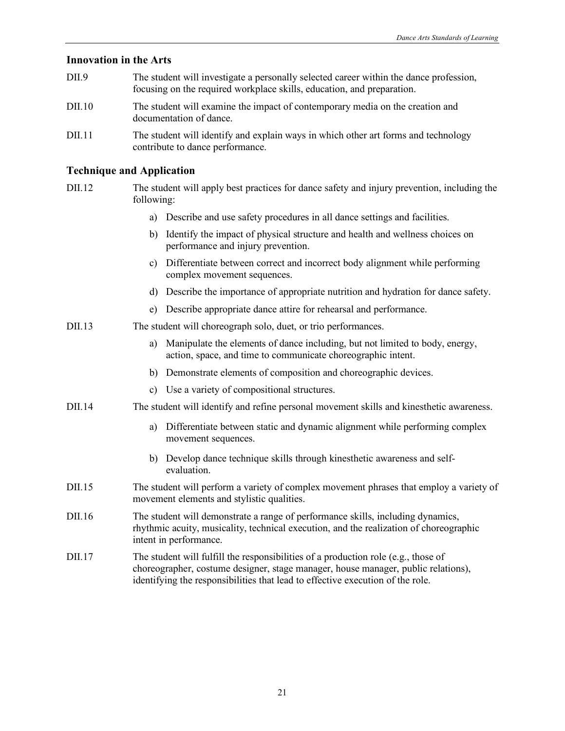### Innovation in the Arts

DII.9 The student will investigate a personally selected career within the dance profession, focusing on the required workplace skills, education, and preparation.

DII.10 The student will examine the impact of contemporary media on the creation and documentation of dance.

DII.11 The student will identify and explain ways in which other art forms and technology contribute to dance performance.

### Technique and Application

DII.12 The student will apply best practices for dance safety and injury prevention, including the following:

- a) Describe and use safety procedures in all dance settings and facilities.
- b) Identify the impact of physical structure and health and wellness choices on performance and injury prevention.
- c) Differentiate between correct and incorrect body alignment while performing complex movement sequences.
- d) Describe the importance of appropriate nutrition and hydration for dance safety.
- e) Describe appropriate dance attire for rehearsal and performance.

DII.13 The student will choreograph solo, duet, or trio performances.

- a) Manipulate the elements of dance including, but not limited to body, energy, action, space, and time to communicate choreographic intent.
- b) Demonstrate elements of composition and choreographic devices.
- c) Use a variety of compositional structures.

DII.14 The student will identify and refine personal movement skills and kinesthetic awareness.

- a) Differentiate between static and dynamic alignment while performing complex movement sequences.
- b) Develop dance technique skills through kinesthetic awareness and self-evaluation.

DII.15 The student will perform a variety of complex movement phrases that employ a variety of movement elements and stylistic qualities.

DII.16 The student will demonstrate a range of performance skills, including dynamics, rhythmic acuity, musicality, technical execution, and the realization of choreographic intent in performance.

DII.17 The student will fulfill the responsibilities of a production role (e.g., those of choreographer, costume designer, stage manager, house manager, public relations), identifying the responsibilities that lead to effective execution of the role.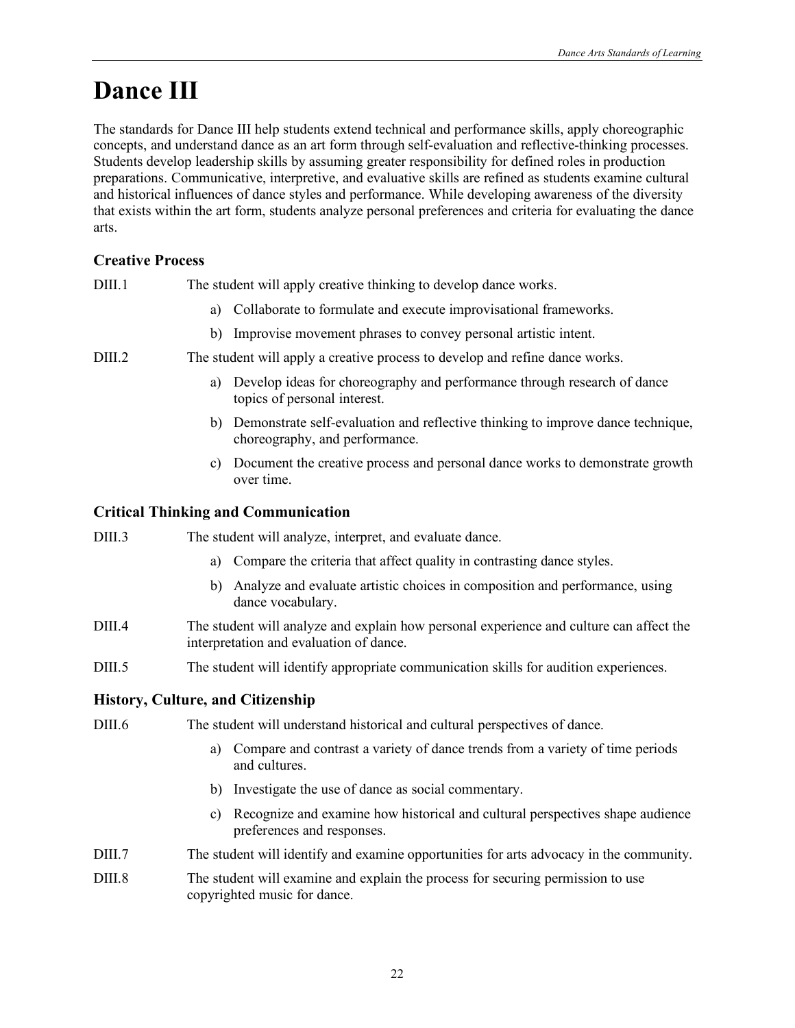# Dance III

The standards for Dance III help students extend technical and performance skills, apply choreographic concepts, and understand dance as an art form through self-evaluation and reflective-thinking processes. Students develop leadership skills by assuming greater responsibility for defined roles in production preparations. Communicative, interpretive, and evaluative skills are refined as students examine cultural and historical influences of dance styles and performance. While developing awareness of the diversity that exists within the art form, students analyze personal preferences and criteria for evaluating the dance arts.

### Creative Process

DIII.1 The student will apply creative thinking to develop dance works.

a) Collaborate to formulate and execute improvisational frameworks.

b) Improvise movement phrases to convey personal artistic intent.

DIII.2 The student will apply a creative process to develop and refine dance works.

a) Develop ideas for choreography and performance through research of dance topics of personal interest.

b) Demonstrate self-evaluation and reflective thinking to improve dance technique, choreography, and performance.

c) Document the creative process and personal dance works to demonstrate growth over time.

### Critical Thinking and Communication

DIII.3 The student will analyze, interpret, and evaluate dance.

a) Compare the criteria that affect quality in contrasting dance styles.

b) Analyze and evaluate artistic choices in composition and performance, using dance vocabulary.

DIII.4 The student will analyze and explain how personal experience and culture can affect the interpretation and evaluation of dance.

DIII.5 The student will identify appropriate communication skills for audition experiences.

### History, Culture, and Citizenship

DIII.6 The student will understand historical and cultural perspectives of dance.

a) Compare and contrast a variety of dance trends from a variety of time periods and cultures.

b) Investigate the use of dance as social commentary.

c) Recognize and examine how historical and cultural perspectives shape audience preferences and responses.

DIII.7 The student will identify and examine opportunities for arts advocacy in the community.

DIII.8 The student will examine and explain the process for securing permission to use copyrighted music for dance.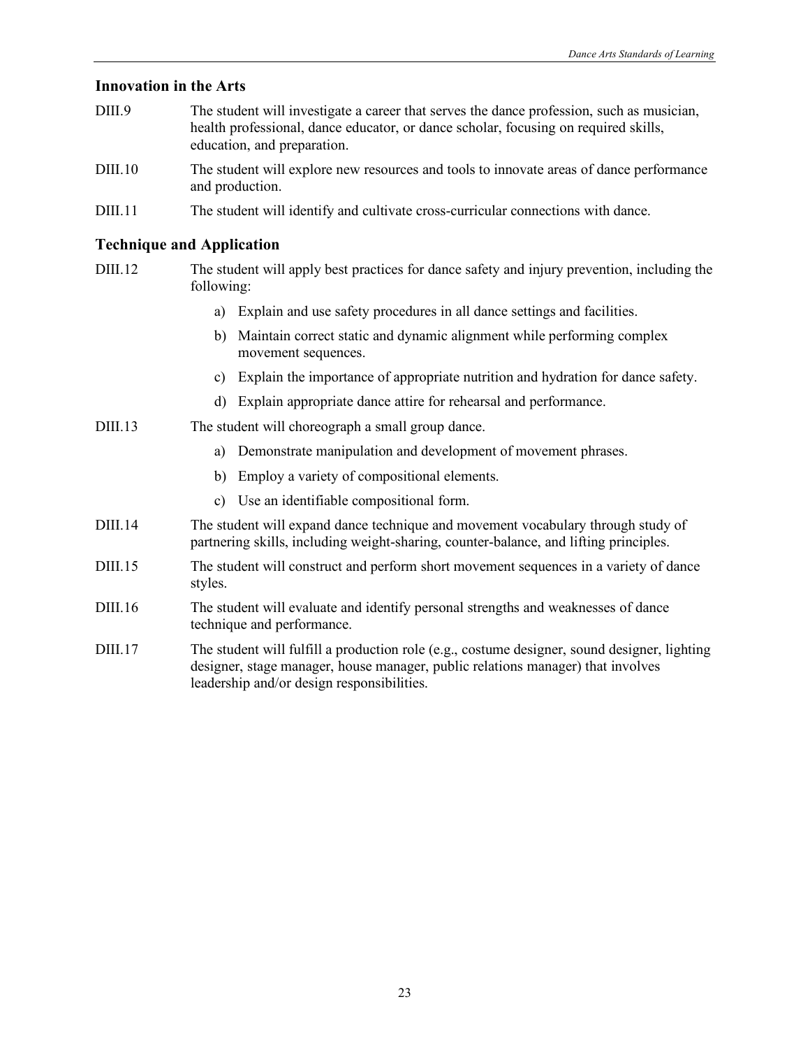## Innovation in the Arts

DIII.9 The student will investigate a career that serves the dance profession, such as musician, health professional, dance educator, or dance scholar, focusing on required skills, education, and preparation.

DIII.10 The student will explore new resources and tools to innovate areas of dance performance and production.

DIII.11 The student will identify and cultivate cross-curricular connections with dance.

## Technique and Application

DIII.12 The student will apply best practices for dance safety and injury prevention, including the following:

a) Explain and use safety procedures in all dance settings and facilities.

b) Maintain correct static and dynamic alignment while performing complex movement sequences.

c) Explain the importance of appropriate nutrition and hydration for dance safety.

d) Explain appropriate dance attire for rehearsal and performance.

DIII.13 The student will choreograph a small group dance.

a) Demonstrate manipulation and development of movement phrases.

b) Employ a variety of compositional elements.

c) Use an identifiable compositional form.

DIII.14 The student will expand dance technique and movement vocabulary through study of partnering skills, including weight-sharing, counter-balance, and lifting principles.

DIII.15 The student will construct and perform short movement sequences in a variety of dance styles.

DIII.16 The student will evaluate and identify personal strengths and weaknesses of dance technique and performance.

DIII.17 The student will fulfill a production role (e.g., costume designer, sound designer, lighting designer, stage manager, house manager, public relations manager) that involves leadership and/or design responsibilities.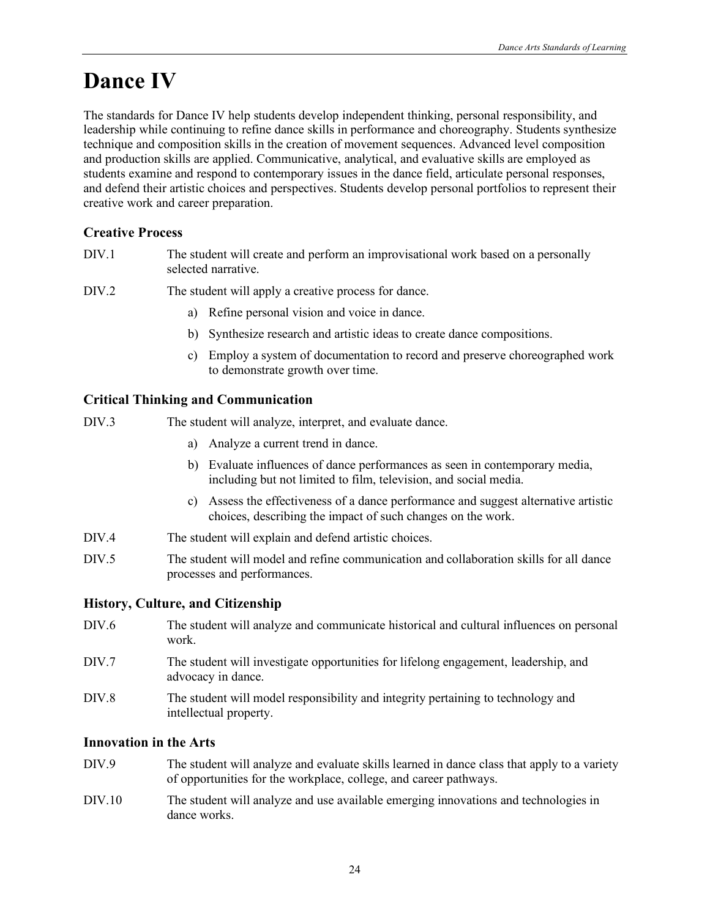# Dance IV

The standards for Dance IV help students develop independent thinking, personal responsibility, and leadership while continuing to refine dance skills in performance and choreography. Students synthesize technique and composition skills in the creation of movement sequences. Advanced level composition and production skills are applied. Communicative, analytical, and evaluative skills are employed as students examine and respond to contemporary issues in the dance field, articulate personal responses, and defend their artistic choices and perspectives. Students develop personal portfolios to represent their creative work and career preparation.

### Creative Process

DIV.1 The student will create and perform an improvisational work based on a personally selected narrative.

DIV.2 The student will apply a creative process for dance.

a) Refine personal vision and voice in dance.

b) Synthesize research and artistic ideas to create dance compositions.

c) Employ a system of documentation to record and preserve choreographed work to demonstrate growth over time.

### Critical Thinking and Communication

DIV.3 The student will analyze, interpret, and evaluate dance.

a) Analyze a current trend in dance.

b) Evaluate influences of dance performances as seen in contemporary media, including but not limited to film, television, and social media.

c) Assess the effectiveness of a dance performance and suggest alternative artistic choices, describing the impact of such changes on the work.

DIV.4 The student will explain and defend artistic choices.

DIV.5 The student will model and refine communication and collaboration skills for all dance processes and performances.

### History, Culture, and Citizenship

DIV.6 The student will analyze and communicate historical and cultural influences on personal work.

DIV.7 The student will investigate opportunities for lifelong engagement, leadership, and advocacy in dance.

DIV.8 The student will model responsibility and integrity pertaining to technology and intellectual property.

### Innovation in the Arts

DIV.9 The student will analyze and evaluate skills learned in dance class that apply to a variety of opportunities for the workplace, college, and career pathways.

DIV.10 The student will analyze and use available emerging innovations and technologies in dance works.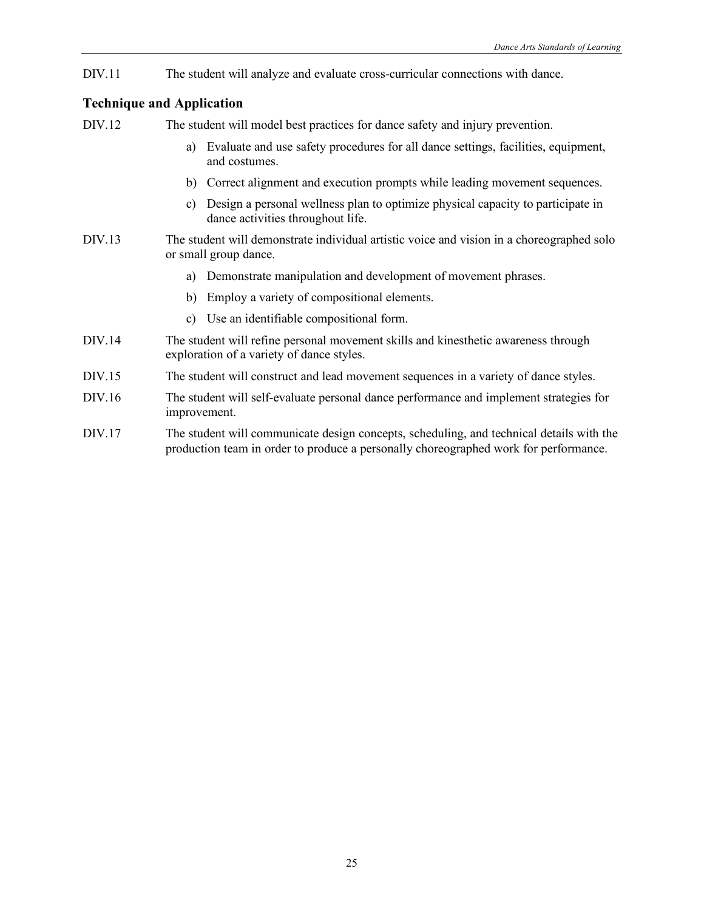DIV.11 The student will analyze and evaluate cross-curricular connections with dance.

### Technique and Application

DIV.12 The student will model best practices for dance safety and injury prevention.

a) Evaluate and use safety procedures for all dance settings, facilities, equipment, and costumes.

b) Correct alignment and execution prompts while leading movement sequences.

c) Design a personal wellness plan to optimize physical capacity to participate in dance activities throughout life.

DIV.13 The student will demonstrate individual artistic voice and vision in a choreographed solo or small group dance.

a) Demonstrate manipulation and development of movement phrases.

b) Employ a variety of compositional elements.

c) Use an identifiable compositional form.

DIV.14 The student will refine personal movement skills and kinesthetic awareness through exploration of a variety of dance styles.

DIV.15 The student will construct and lead movement sequences in a variety of dance styles.

DIV.16 The student will self-evaluate personal dance performance and implement strategies for improvement.

DIV.17 The student will communicate design concepts, scheduling, and technical details with the production team in order to produce a personally choreographed work for performance.